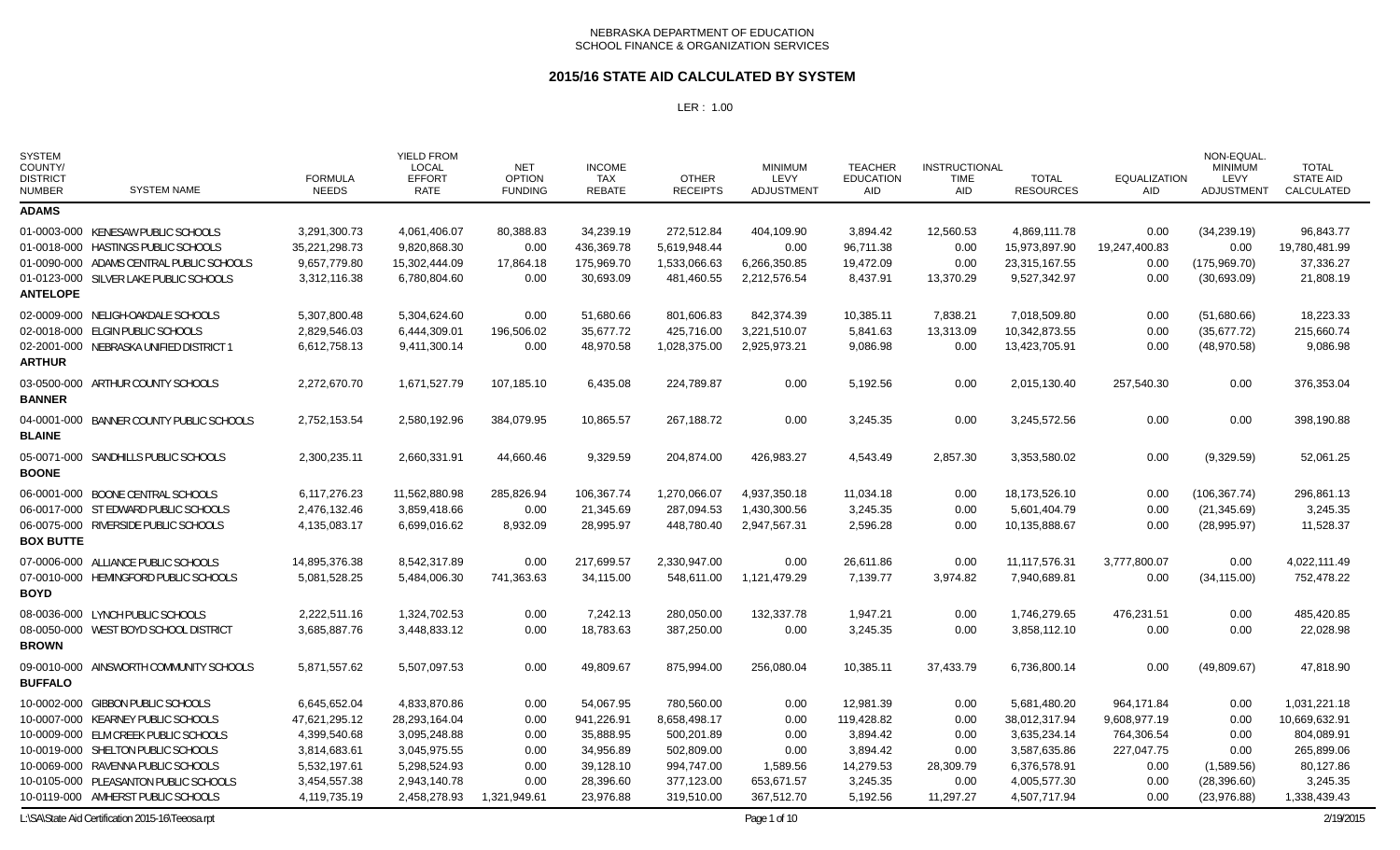NEBRASKA DEPARTMENT OF EDUCATION
SCHOOL FINANCE & ORGANIZATION SERVICES

# 2015/16 STATE AID CALCULATED BY SYSTEM

LER : 1.00

| SYSTEM COUNTY/ DISTRICT NUMBER | SYSTEM NAME | FORMULA NEEDS | YIELD FROM LOCAL EFFORT RATE | NET OPTION FUNDING | INCOME TAX REBATE | OTHER RECEIPTS | MINIMUM LEVY ADJUSTMENT | TEACHER EDUCATION AID | INSTRUCTIONAL TIME AID | TOTAL RESOURCES | EQUALIZATION AID | NON-EQUAL. MINIMUM LEVY ADJUSTMENT | TOTAL STATE AID CALCULATED |
|---|---|---|---|---|---|---|---|---|---|---|---|---|---|
| **ADAMS** | | | | | | | | | | | | | |
| 01-0003-000 | KENESAW PUBLIC SCHOOLS | 3,291,300.73 | 4,061,406.07 | 80,388.83 | 34,239.19 | 272,512.84 | 404,109.90 | 3,894.42 | 12,560.53 | 4,869,111.78 | 0.00 | (34,239.19) | 96,843.77 |
| 01-0018-000 | HASTINGS PUBLIC SCHOOLS | 35,221,298.73 | 9,820,868.30 | 0.00 | 436,369.78 | 5,619,948.44 | 0.00 | 96,711.38 | 0.00 | 15,973,897.90 | 19,247,400.83 | 0.00 | 19,780,481.99 |
| 01-0090-000 | ADAMS CENTRAL PUBLIC SCHOOLS | 9,657,779.80 | 15,302,444.09 | 17,864.18 | 175,969.70 | 1,533,066.63 | 6,266,350.85 | 19,472.09 | 0.00 | 23,315,167.55 | 0.00 | (175,969.70) | 37,336.27 |
| 01-0123-000 | SILVER LAKE PUBLIC SCHOOLS | 3,312,116.38 | 6,780,804.60 | 0.00 | 30,693.09 | 481,460.55 | 2,212,576.54 | 8,437.91 | 13,370.29 | 9,527,342.97 | 0.00 | (30,693.09) | 21,808.19 |
| **ANTELOPE** | | | | | | | | | | | | | |
| 02-0009-000 | NELIGH-OAKDALE SCHOOLS | 5,307,800.48 | 5,304,624.60 | 0.00 | 51,680.66 | 801,606.83 | 842,374.39 | 10,385.11 | 7,838.21 | 7,018,509.80 | 0.00 | (51,680.66) | 18,223.33 |
| 02-0018-000 | ELGIN PUBLIC SCHOOLS | 2,829,546.03 | 6,444,309.01 | 196,506.02 | 35,677.72 | 425,716.00 | 3,221,510.07 | 5,841.63 | 13,313.09 | 10,342,873.55 | 0.00 | (35,677.72) | 215,660.74 |
| 02-2001-000 | NEBRASKA UNIFIED DISTRICT 1 | 6,612,758.13 | 9,411,300.14 | 0.00 | 48,970.58 | 1,028,375.00 | 2,925,973.21 | 9,086.98 | 0.00 | 13,423,705.91 | 0.00 | (48,970.58) | 9,086.98 |
| **ARTHUR** | | | | | | | | | | | | | |
| 03-0500-000 | ARTHUR COUNTY SCHOOLS | 2,272,670.70 | 1,671,527.79 | 107,185.10 | 6,435.08 | 224,789.87 | 0.00 | 5,192.56 | 0.00 | 2,015,130.40 | 257,540.30 | 0.00 | 376,353.04 |
| **BANNER** | | | | | | | | | | | | | |
| 04-0001-000 | BANNER COUNTY PUBLIC SCHOOLS | 2,752,153.54 | 2,580,192.96 | 384,079.95 | 10,865.57 | 267,188.72 | 0.00 | 3,245.35 | 0.00 | 3,245,572.56 | 0.00 | 0.00 | 398,190.88 |
| **BLAINE** | | | | | | | | | | | | | |
| 05-0071-000 | SANDHILLS PUBLIC SCHOOLS | 2,300,235.11 | 2,660,331.91 | 44,660.46 | 9,329.59 | 204,874.00 | 426,983.27 | 4,543.49 | 2,857.30 | 3,353,580.02 | 0.00 | (9,329.59) | 52,061.25 |
| **BOONE** | | | | | | | | | | | | | |
| 06-0001-000 | BOONE CENTRAL SCHOOLS | 6,117,276.23 | 11,562,880.98 | 285,826.94 | 106,367.74 | 1,270,066.07 | 4,937,350.18 | 11,034.18 | 0.00 | 18,173,526.10 | 0.00 | (106,367.74) | 296,861.13 |
| 06-0017-000 | ST EDWARD PUBLIC SCHOOLS | 2,476,132.46 | 3,859,418.66 | 0.00 | 21,345.69 | 287,094.53 | 1,430,300.56 | 3,245.35 | 0.00 | 5,601,404.79 | 0.00 | (21,345.69) | 3,245.35 |
| 06-0075-000 | RIVERSIDE PUBLIC SCHOOLS | 4,135,083.17 | 6,699,016.62 | 8,932.09 | 28,995.97 | 448,780.40 | 2,947,567.31 | 2,596.28 | 0.00 | 10,135,888.67 | 0.00 | (28,995.97) | 11,528.37 |
| **BOX BUTTE** | | | | | | | | | | | | | |
| 07-0006-000 | ALLIANCE PUBLIC SCHOOLS | 14,895,376.38 | 8,542,317.89 | 0.00 | 217,699.57 | 2,330,947.00 | 0.00 | 26,611.86 | 0.00 | 11,117,576.31 | 3,777,800.07 | 0.00 | 4,022,111.49 |
| 07-0010-000 | HEMINGFORD PUBLIC SCHOOLS | 5,081,528.25 | 5,484,006.30 | 741,363.63 | 34,115.00 | 548,611.00 | 1,121,479.29 | 7,139.77 | 3,974.82 | 7,940,689.81 | 0.00 | (34,115.00) | 752,478.22 |
| **BOYD** | | | | | | | | | | | | | |
| 08-0036-000 | LYNCH PUBLIC SCHOOLS | 2,222,511.16 | 1,324,702.53 | 0.00 | 7,242.13 | 280,050.00 | 132,337.78 | 1,947.21 | 0.00 | 1,746,279.65 | 476,231.51 | 0.00 | 485,420.85 |
| 08-0050-000 | WEST BOYD SCHOOL DISTRICT | 3,685,887.76 | 3,448,833.12 | 0.00 | 18,783.63 | 387,250.00 | 0.00 | 3,245.35 | 0.00 | 3,858,112.10 | 0.00 | 0.00 | 22,028.98 |
| **BROWN** | | | | | | | | | | | | | |
| 09-0010-000 | AINSWORTH COMMUNITY SCHOOLS | 5,871,557.62 | 5,507,097.53 | 0.00 | 49,809.67 | 875,994.00 | 256,080.04 | 10,385.11 | 37,433.79 | 6,736,800.14 | 0.00 | (49,809.67) | 47,818.90 |
| **BUFFALO** | | | | | | | | | | | | | |
| 10-0002-000 | GIBBON PUBLIC SCHOOLS | 6,645,652.04 | 4,833,870.86 | 0.00 | 54,067.95 | 780,560.00 | 0.00 | 12,981.39 | 0.00 | 5,681,480.20 | 964,171.84 | 0.00 | 1,031,221.18 |
| 10-0007-000 | KEARNEY PUBLIC SCHOOLS | 47,621,295.12 | 28,293,164.04 | 0.00 | 941,226.91 | 8,658,498.17 | 0.00 | 119,428.82 | 0.00 | 38,012,317.94 | 9,608,977.19 | 0.00 | 10,669,632.91 |
| 10-0009-000 | ELM CREEK PUBLIC SCHOOLS | 4,399,540.68 | 3,095,248.88 | 0.00 | 35,888.95 | 500,201.89 | 0.00 | 3,894.42 | 0.00 | 3,635,234.14 | 764,306.54 | 0.00 | 804,089.91 |
| 10-0019-000 | SHELTON PUBLIC SCHOOLS | 3,814,683.61 | 3,045,975.55 | 0.00 | 34,956.89 | 502,809.00 | 0.00 | 3,894.42 | 0.00 | 3,587,635.86 | 227,047.75 | 0.00 | 265,899.06 |
| 10-0069-000 | RAVENNA PUBLIC SCHOOLS | 5,532,197.61 | 5,298,524.93 | 0.00 | 39,128.10 | 994,747.00 | 1,589.56 | 14,279.53 | 28,309.79 | 6,376,578.91 | 0.00 | (1,589.56) | 80,127.86 |
| 10-0105-000 | PLEASANTON PUBLIC SCHOOLS | 3,454,557.38 | 2,943,140.78 | 0.00 | 28,396.60 | 377,123.00 | 653,671.57 | 3,245.35 | 0.00 | 4,005,577.30 | 0.00 | (28,396.60) | 3,245.35 |
| 10-0119-000 | AMHERST PUBLIC SCHOOLS | 4,119,735.19 | 2,458,278.93 | 1,321,949.61 | 23,976.88 | 319,510.00 | 367,512.70 | 5,192.56 | 11,297.27 | 4,507,717.94 | 0.00 | (23,976.88) | 1,338,439.43 |

L:\SA\State Aid Certification 2015-16\Teeosa.rpt 2/19/2015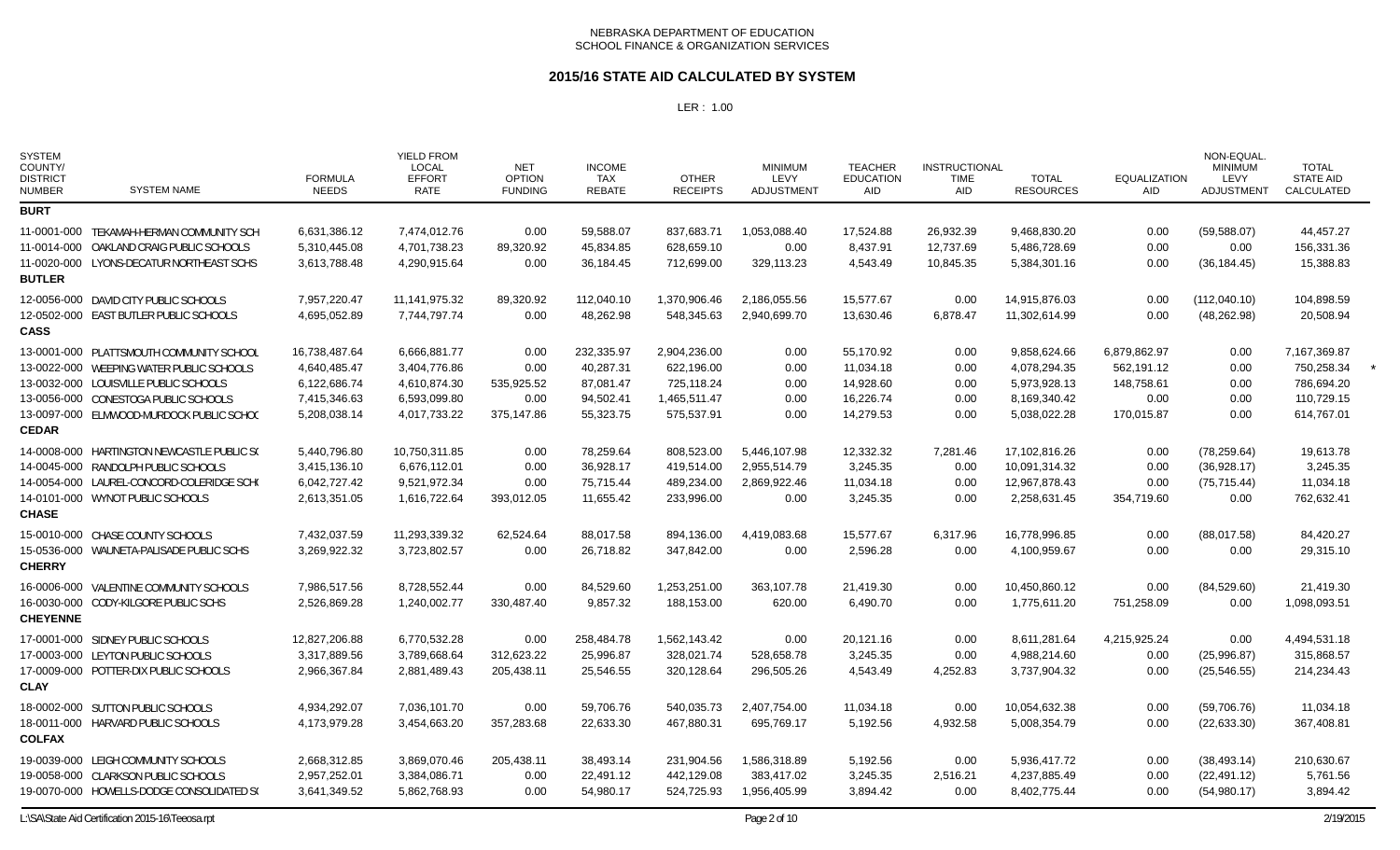NEBRASKA DEPARTMENT OF EDUCATION
SCHOOL FINANCE & ORGANIZATION SERVICES

## 2015/16 STATE AID CALCULATED BY SYSTEM

LER : 1.00

| SYSTEM COUNTY/ DISTRICT NUMBER | SYSTEM NAME | FORMULA NEEDS | YIELD FROM LOCAL EFFORT RATE | NET OPTION FUNDING | INCOME TAX REBATE | OTHER RECEIPTS | MINIMUM LEVY ADJUSTMENT | TEACHER EDUCATION AID | INSTRUCTIONAL TIME AID | TOTAL RESOURCES | EQUALIZATION AID | NON-EQUAL. MINIMUM LEVY ADJUSTMENT | TOTAL STATE AID CALCULATED | |
|---|---|---|---|---|---|---|---|---|---|---|---|---|---|---|
| **BURT** | | | | | | | | | | | | | | |
| 11-0001-000 | TEKAMAH-HERMAN COMMUNITY SCH | 6,631,386.12 | 7,474,012.76 | 0.00 | 59,588.07 | 837,683.71 | 1,053,088.40 | 17,524.88 | 26,932.39 | 9,468,830.20 | 0.00 | (59,588.07) | 44,457.27 | |
| 11-0014-000 | OAKLAND CRAIG PUBLIC SCHOOLS | 5,310,445.08 | 4,701,738.23 | 89,320.92 | 45,834.85 | 628,659.10 | 0.00 | 8,437.91 | 12,737.69 | 5,486,728.69 | 0.00 | 0.00 | 156,331.36 | |
| 11-0020-000 | LYONS-DECATUR NORTHEAST SCHS | 3,613,788.48 | 4,290,915.64 | 0.00 | 36,184.45 | 712,699.00 | 329,113.23 | 4,543.49 | 10,845.35 | 5,384,301.16 | 0.00 | (36,184.45) | 15,388.83 | |
| **BUTLER** | | | | | | | | | | | | | | |
| 12-0056-000 | DAVID CITY PUBLIC SCHOOLS | 7,957,220.47 | 11,141,975.32 | 89,320.92 | 112,040.10 | 1,370,906.46 | 2,186,055.56 | 15,577.67 | 0.00 | 14,915,876.03 | 0.00 | (112,040.10) | 104,898.59 | |
| 12-0502-000 | EAST BUTLER PUBLIC SCHOOLS | 4,695,052.89 | 7,744,797.74 | 0.00 | 48,262.98 | 548,345.63 | 2,940,699.70 | 13,630.46 | 6,878.47 | 11,302,614.99 | 0.00 | (48,262.98) | 20,508.94 | |
| **CASS** | | | | | | | | | | | | | | |
| 13-0001-000 | PLATTSMOUTH COMMUNITY SCHOOL | 16,738,487.64 | 6,666,881.77 | 0.00 | 232,335.97 | 2,904,236.00 | 0.00 | 55,170.92 | 0.00 | 9,858,624.66 | 6,879,862.97 | 0.00 | 7,167,369.87 | |
| 13-0022-000 | WEEPING WATER PUBLIC SCHOOLS | 4,640,485.47 | 3,404,776.86 | 0.00 | 40,287.31 | 622,196.00 | 0.00 | 11,034.18 | 0.00 | 4,078,294.35 | 562,191.12 | 0.00 | 750,258.34 | * |
| 13-0032-000 | LOUISVILLE PUBLIC SCHOOLS | 6,122,686.74 | 4,610,874.30 | 535,925.52 | 87,081.47 | 725,118.24 | 0.00 | 14,928.60 | 0.00 | 5,973,928.13 | 148,758.61 | 0.00 | 786,694.20 | |
| 13-0056-000 | CONESTOGA PUBLIC SCHOOLS | 7,415,346.63 | 6,593,099.80 | 0.00 | 94,502.41 | 1,465,511.47 | 0.00 | 16,226.74 | 0.00 | 8,169,340.42 | 0.00 | 0.00 | 110,729.15 | |
| 13-0097-000 | ELMWOOD-MURDOCK PUBLIC SCHOO | 5,208,038.14 | 4,017,733.22 | 375,147.86 | 55,323.75 | 575,537.91 | 0.00 | 14,279.53 | 0.00 | 5,038,022.28 | 170,015.87 | 0.00 | 614,767.01 | |
| **CEDAR** | | | | | | | | | | | | | | |
| 14-0008-000 | HARTINGTON NEWCASTLE PUBLIC S( | 5,440,796.80 | 10,750,311.85 | 0.00 | 78,259.64 | 808,523.00 | 5,446,107.98 | 12,332.32 | 7,281.46 | 17,102,816.26 | 0.00 | (78,259.64) | 19,613.78 | |
| 14-0045-000 | RANDOLPH PUBLIC SCHOOLS | 3,415,136.10 | 6,676,112.01 | 0.00 | 36,928.17 | 419,514.00 | 2,955,514.79 | 3,245.35 | 0.00 | 10,091,314.32 | 0.00 | (36,928.17) | 3,245.35 | |
| 14-0054-000 | LAUREL-CONCORD-COLERIDGE SCH( | 6,042,727.42 | 9,521,972.34 | 0.00 | 75,715.44 | 489,234.00 | 2,869,922.46 | 11,034.18 | 0.00 | 12,967,878.43 | 0.00 | (75,715.44) | 11,034.18 | |
| 14-0101-000 | WYNOT PUBLIC SCHOOLS | 2,613,351.05 | 1,616,722.64 | 393,012.05 | 11,655.42 | 233,996.00 | 0.00 | 3,245.35 | 0.00 | 2,258,631.45 | 354,719.60 | 0.00 | 762,632.41 | |
| **CHASE** | | | | | | | | | | | | | | |
| 15-0010-000 | CHASE COUNTY SCHOOLS | 7,432,037.59 | 11,293,339.32 | 62,524.64 | 88,017.58 | 894,136.00 | 4,419,083.68 | 15,577.67 | 6,317.96 | 16,778,996.85 | 0.00 | (88,017.58) | 84,420.27 | |
| 15-0536-000 | WAUNETA-PALISADE PUBLIC SCHS | 3,269,922.32 | 3,723,802.57 | 0.00 | 26,718.82 | 347,842.00 | 0.00 | 2,596.28 | 0.00 | 4,100,959.67 | 0.00 | 0.00 | 29,315.10 | |
| **CHERRY** | | | | | | | | | | | | | | |
| 16-0006-000 | VALENTINE COMMUNITY SCHOOLS | 7,986,517.56 | 8,728,552.44 | 0.00 | 84,529.60 | 1,253,251.00 | 363,107.78 | 21,419.30 | 0.00 | 10,450,860.12 | 0.00 | (84,529.60) | 21,419.30 | |
| 16-0030-000 | CODY-KILGORE PUBLIC SCHS | 2,526,869.28 | 1,240,002.77 | 330,487.40 | 9,857.32 | 188,153.00 | 620.00 | 6,490.70 | 0.00 | 1,775,611.20 | 751,258.09 | 0.00 | 1,098,093.51 | |
| **CHEYENNE** | | | | | | | | | | | | | | |
| 17-0001-000 | SIDNEY PUBLIC SCHOOLS | 12,827,206.88 | 6,770,532.28 | 0.00 | 258,484.78 | 1,562,143.42 | 0.00 | 20,121.16 | 0.00 | 8,611,281.64 | 4,215,925.24 | 0.00 | 4,494,531.18 | |
| 17-0003-000 | LEYTON PUBLIC SCHOOLS | 3,317,889.56 | 3,789,668.64 | 312,623.22 | 25,996.87 | 328,021.74 | 528,658.78 | 3,245.35 | 0.00 | 4,988,214.60 | 0.00 | (25,996.87) | 315,868.57 | |
| 17-0009-000 | POTTER-DIX PUBLIC SCHOOLS | 2,966,367.84 | 2,881,489.43 | 205,438.11 | 25,546.55 | 320,128.64 | 296,505.26 | 4,543.49 | 4,252.83 | 3,737,904.32 | 0.00 | (25,546.55) | 214,234.43 | |
| **CLAY** | | | | | | | | | | | | | | |
| 18-0002-000 | SUTTON PUBLIC SCHOOLS | 4,934,292.07 | 7,036,101.70 | 0.00 | 59,706.76 | 540,035.73 | 2,407,754.00 | 11,034.18 | 0.00 | 10,054,632.38 | 0.00 | (59,706.76) | 11,034.18 | |
| 18-0011-000 | HARVARD PUBLIC SCHOOLS | 4,173,979.28 | 3,454,663.20 | 357,283.68 | 22,633.30 | 467,880.31 | 695,769.17 | 5,192.56 | 4,932.58 | 5,008,354.79 | 0.00 | (22,633.30) | 367,408.81 | |
| **COLFAX** | | | | | | | | | | | | | | |
| 19-0039-000 | LEIGH COMMUNITY SCHOOLS | 2,668,312.85 | 3,869,070.46 | 205,438.11 | 38,493.14 | 231,904.56 | 1,586,318.89 | 5,192.56 | 0.00 | 5,936,417.72 | 0.00 | (38,493.14) | 210,630.67 | |
| 19-0058-000 | CLARKSON PUBLIC SCHOOLS | 2,957,252.01 | 3,384,086.71 | 0.00 | 22,491.12 | 442,129.08 | 383,417.02 | 3,245.35 | 2,516.21 | 4,237,885.49 | 0.00 | (22,491.12) | 5,761.56 | |
| 19-0070-000 | HOWELLS-DODGE CONSOLIDATED S( | 3,641,349.52 | 5,862,768.93 | 0.00 | 54,980.17 | 524,725.93 | 1,956,405.99 | 3,894.42 | 0.00 | 8,402,775.44 | 0.00 | (54,980.17) | 3,894.42 | |

L:\SA\State Aid Certification 2015-16\Teeosa.rpt 2/19/2015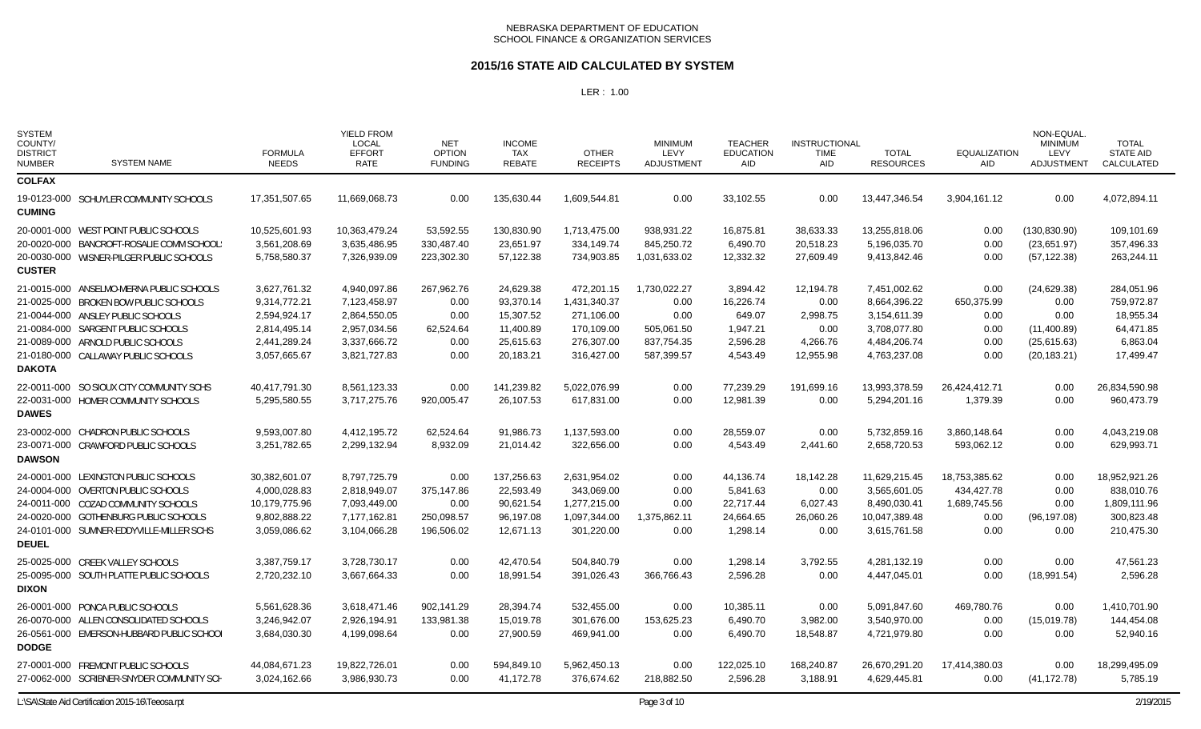NEBRASKA DEPARTMENT OF EDUCATION
SCHOOL FINANCE & ORGANIZATION SERVICES

## 2015/16 STATE AID CALCULATED BY SYSTEM

LER : 1.00

| SYSTEM COUNTY/ DISTRICT NUMBER | SYSTEM NAME | FORMULA NEEDS | YIELD FROM LOCAL EFFORT RATE | NET OPTION FUNDING | INCOME TAX REBATE | OTHER RECEIPTS | MINIMUM LEVY ADJUSTMENT | TEACHER EDUCATION AID | INSTRUCTIONAL TIME AID | TOTAL RESOURCES | EQUALIZATION AID | NON-EQUAL. MINIMUM LEVY ADJUSTMENT | TOTAL STATE AID CALCULATED |
|---|---|---|---|---|---|---|---|---|---|---|---|---|---|
| **COLFAX** | | | | | | | | | | | | | |
| 19-0123-000 | SCHUYLER COMMUNITY SCHOOLS | 17,351,507.65 | 11,669,068.73 | 0.00 | 135,630.44 | 1,609,544.81 | 0.00 | 33,102.55 | 0.00 | 13,447,346.54 | 3,904,161.12 | 0.00 | 4,072,894.11 |
| **CUMING** | | | | | | | | | | | | | |
| 20-0001-000 | WEST POINT PUBLIC SCHOOLS | 10,525,601.93 | 10,363,479.24 | 53,592.55 | 130,830.90 | 1,713,475.00 | 938,931.22 | 16,875.81 | 38,633.33 | 13,255,818.06 | 0.00 | (130,830.90) | 109,101.69 |
| 20-0020-000 | BANCROFT-ROSALIE COMM SCHOOL | 3,561,208.69 | 3,635,486.95 | 330,487.40 | 23,651.97 | 334,149.74 | 845,250.72 | 6,490.70 | 20,518.23 | 5,196,035.70 | 0.00 | (23,651.97) | 357,496.33 |
| 20-0030-000 | WISNER-PILGER PUBLIC SCHOOLS | 5,758,580.37 | 7,326,939.09 | 223,302.30 | 57,122.38 | 734,903.85 | 1,031,633.02 | 12,332.32 | 27,609.49 | 9,413,842.46 | 0.00 | (57,122.38) | 263,244.11 |
| **CUSTER** | | | | | | | | | | | | | |
| 21-0015-000 | ANSELMO-MERNA PUBLIC SCHOOLS | 3,627,761.32 | 4,940,097.86 | 267,962.76 | 24,629.38 | 472,201.15 | 1,730,022.27 | 3,894.42 | 12,194.78 | 7,451,002.62 | 0.00 | (24,629.38) | 284,051.96 |
| 21-0025-000 | BROKEN BOW PUBLIC SCHOOLS | 9,314,772.21 | 7,123,458.97 | 0.00 | 93,370.14 | 1,431,340.37 | 0.00 | 16,226.74 | 0.00 | 8,664,396.22 | 650,375.99 | 0.00 | 759,972.87 |
| 21-0044-000 | ANSLEY PUBLIC SCHOOLS | 2,594,924.17 | 2,864,550.05 | 0.00 | 15,307.52 | 271,106.00 | 0.00 | 649.07 | 2,998.75 | 3,154,611.39 | 0.00 | 0.00 | 18,955.34 |
| 21-0084-000 | SARGENT PUBLIC SCHOOLS | 2,814,495.14 | 2,957,034.56 | 62,524.64 | 11,400.89 | 170,109.00 | 505,061.50 | 1,947.21 | 0.00 | 3,708,077.80 | 0.00 | (11,400.89) | 64,471.85 |
| 21-0089-000 | ARNOLD PUBLIC SCHOOLS | 2,441,289.24 | 3,337,666.72 | 0.00 | 25,615.63 | 276,307.00 | 837,754.35 | 2,596.28 | 4,266.76 | 4,484,206.74 | 0.00 | (25,615.63) | 6,863.04 |
| 21-0180-000 | CALLAWAY PUBLIC SCHOOLS | 3,057,665.67 | 3,821,727.83 | 0.00 | 20,183.21 | 316,427.00 | 587,399.57 | 4,543.49 | 12,955.98 | 4,763,237.08 | 0.00 | (20,183.21) | 17,499.47 |
| **DAKOTA** | | | | | | | | | | | | | |
| 22-0011-000 | SO SIOUX CITY COMMUNITY SCHS | 40,417,791.30 | 8,561,123.33 | 0.00 | 141,239.82 | 5,022,076.99 | 0.00 | 77,239.29 | 191,699.16 | 13,993,378.59 | 26,424,412.71 | 0.00 | 26,834,590.98 |
| 22-0031-000 | HOMER COMMUNITY SCHOOLS | 5,295,580.55 | 3,717,275.76 | 920,005.47 | 26,107.53 | 617,831.00 | 0.00 | 12,981.39 | 0.00 | 5,294,201.16 | 1,379.39 | 0.00 | 960,473.79 |
| **DAWES** | | | | | | | | | | | | | |
| 23-0002-000 | CHADRON PUBLIC SCHOOLS | 9,593,007.80 | 4,412,195.72 | 62,524.64 | 91,986.73 | 1,137,593.00 | 0.00 | 28,559.07 | 0.00 | 5,732,859.16 | 3,860,148.64 | 0.00 | 4,043,219.08 |
| 23-0071-000 | CRAWFORD PUBLIC SCHOOLS | 3,251,782.65 | 2,299,132.94 | 8,932.09 | 21,014.42 | 322,656.00 | 0.00 | 4,543.49 | 2,441.60 | 2,658,720.53 | 593,062.12 | 0.00 | 629,993.71 |
| **DAWSON** | | | | | | | | | | | | | |
| 24-0001-000 | LEXINGTON PUBLIC SCHOOLS | 30,382,601.07 | 8,797,725.79 | 0.00 | 137,256.63 | 2,631,954.02 | 0.00 | 44,136.74 | 18,142.28 | 11,629,215.45 | 18,753,385.62 | 0.00 | 18,952,921.26 |
| 24-0004-000 | OVERTON PUBLIC SCHOOLS | 4,000,028.83 | 2,818,949.07 | 375,147.86 | 22,593.49 | 343,069.00 | 0.00 | 5,841.63 | 0.00 | 3,565,601.05 | 434,427.78 | 0.00 | 838,010.76 |
| 24-0011-000 | COZAD COMMUNITY SCHOOLS | 10,179,775.96 | 7,093,449.00 | 0.00 | 90,621.54 | 1,277,215.00 | 0.00 | 22,717.44 | 6,027.43 | 8,490,030.41 | 1,689,745.56 | 0.00 | 1,809,111.96 |
| 24-0020-000 | GOTHENBURG PUBLIC SCHOOLS | 9,802,888.22 | 7,177,162.81 | 250,098.57 | 96,197.08 | 1,097,344.00 | 1,375,862.11 | 24,664.65 | 26,060.26 | 10,047,389.48 | 0.00 | (96,197.08) | 300,823.48 |
| 24-0101-000 | SUMNER-EDDYVILLE-MILLER SCHS | 3,059,086.62 | 3,104,066.28 | 196,506.02 | 12,671.13 | 301,220.00 | 0.00 | 1,298.14 | 0.00 | 3,615,761.58 | 0.00 | 0.00 | 210,475.30 |
| **DEUEL** | | | | | | | | | | | | | |
| 25-0025-000 | CREEK VALLEY SCHOOLS | 3,387,759.17 | 3,728,730.17 | 0.00 | 42,470.54 | 504,840.79 | 0.00 | 1,298.14 | 3,792.55 | 4,281,132.19 | 0.00 | 0.00 | 47,561.23 |
| 25-0095-000 | SOUTH PLATTE PUBLIC SCHOOLS | 2,720,232.10 | 3,667,664.33 | 0.00 | 18,991.54 | 391,026.43 | 366,766.43 | 2,596.28 | 0.00 | 4,447,045.01 | 0.00 | (18,991.54) | 2,596.28 |
| **DIXON** | | | | | | | | | | | | | |
| 26-0001-000 | PONCA PUBLIC SCHOOLS | 5,561,628.36 | 3,618,471.46 | 902,141.29 | 28,394.74 | 532,455.00 | 0.00 | 10,385.11 | 0.00 | 5,091,847.60 | 469,780.76 | 0.00 | 1,410,701.90 |
| 26-0070-000 | ALLEN CONSOLIDATED SCHOOLS | 3,246,942.07 | 2,926,194.91 | 133,981.38 | 15,019.78 | 301,676.00 | 153,625.23 | 6,490.70 | 3,982.00 | 3,540,970.00 | 0.00 | (15,019.78) | 144,454.08 |
| 26-0561-000 | EMERSON-HUBBARD PUBLIC SCHOOL | 3,684,030.30 | 4,199,098.64 | 0.00 | 27,900.59 | 469,941.00 | 0.00 | 6,490.70 | 18,548.87 | 4,721,979.80 | 0.00 | 0.00 | 52,940.16 |
| **DODGE** | | | | | | | | | | | | | |
| 27-0001-000 | FREMONT PUBLIC SCHOOLS | 44,084,671.23 | 19,822,726.01 | 0.00 | 594,849.10 | 5,962,450.13 | 0.00 | 122,025.10 | 168,240.87 | 26,670,291.20 | 17,414,380.03 | 0.00 | 18,299,495.09 |
| 27-0062-000 | SCRIBNER-SNYDER COMMUNITY SCH | 3,024,162.66 | 3,986,930.73 | 0.00 | 41,172.78 | 376,674.62 | 218,882.50 | 2,596.28 | 3,188.91 | 4,629,445.81 | 0.00 | (41,172.78) | 5,785.19 |

L:\SA\State Aid Certification 2015-16\Teeosa.rpt — 2/19/2015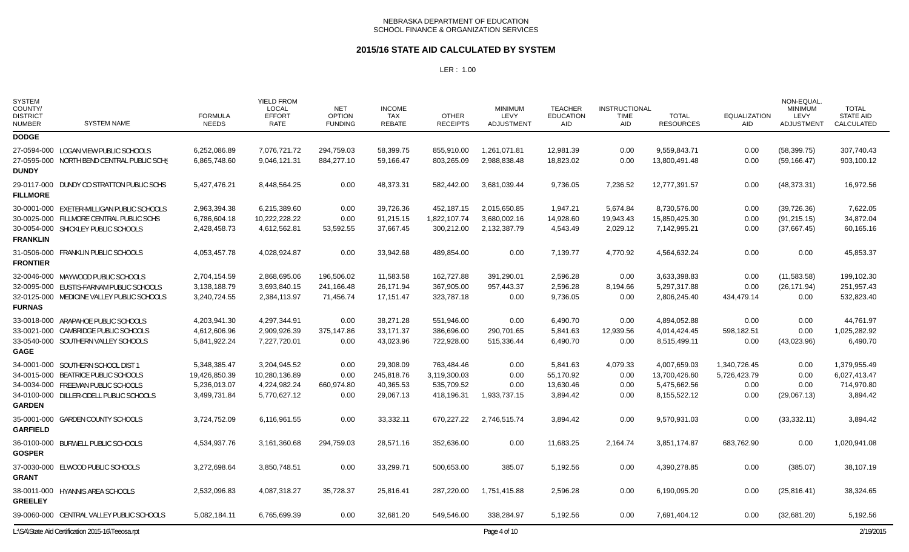NEBRASKA DEPARTMENT OF EDUCATION
SCHOOL FINANCE & ORGANIZATION SERVICES

## 2015/16 STATE AID CALCULATED BY SYSTEM

LER : 1.00

| SYSTEM COUNTY/ DISTRICT NUMBER | SYSTEM NAME | FORMULA NEEDS | YIELD FROM LOCAL EFFORT RATE | NET OPTION FUNDING | INCOME TAX REBATE | OTHER RECEIPTS | MINIMUM LEVY ADJUSTMENT | TEACHER EDUCATION AID | INSTRUCTIONAL TIME AID | TOTAL RESOURCES | EQUALIZATION AID | NON-EQUAL. MINIMUM LEVY ADJUSTMENT | TOTAL STATE AID CALCULATED |
|---|---|---|---|---|---|---|---|---|---|---|---|---|---|
| **DODGE** | | | | | | | | | | | | | |
| 27-0594-000 | LOGAN VIEW PUBLIC SCHOOLS | 6,252,086.89 | 7,076,721.72 | 294,759.03 | 58,399.75 | 855,910.00 | 1,261,071.81 | 12,981.39 | 0.00 | 9,559,843.71 | 0.00 | (58,399.75) | 307,740.43 |
| 27-0595-000 | NORTH BEND CENTRAL PUBLIC SCHS | 6,865,748.60 | 9,046,121.31 | 884,277.10 | 59,166.47 | 803,265.09 | 2,988,838.48 | 18,823.02 | 0.00 | 13,800,491.48 | 0.00 | (59,166.47) | 903,100.12 |
| **DUNDY** | | | | | | | | | | | | | |
| 29-0117-000 | DUNDY CO STRATTON PUBLIC SCHS | 5,427,476.21 | 8,448,564.25 | 0.00 | 48,373.31 | 582,442.00 | 3,681,039.44 | 9,736.05 | 7,236.52 | 12,777,391.57 | 0.00 | (48,373.31) | 16,972.56 |
| **FILLMORE** | | | | | | | | | | | | | |
| 30-0001-000 | EXETER-MILLIGAN PUBLIC SCHOOLS | 2,963,394.38 | 6,215,389.60 | 0.00 | 39,726.36 | 452,187.15 | 2,015,650.85 | 1,947.21 | 5,674.84 | 8,730,576.00 | 0.00 | (39,726.36) | 7,622.05 |
| 30-0025-000 | FILLMORE CENTRAL PUBLIC SCHS | 6,786,604.18 | 10,222,228.22 | 0.00 | 91,215.15 | 1,822,107.74 | 3,680,002.16 | 14,928.60 | 19,943.43 | 15,850,425.30 | 0.00 | (91,215.15) | 34,872.04 |
| 30-0054-000 | SHICKLEY PUBLIC SCHOOLS | 2,428,458.73 | 4,612,562.81 | 53,592.55 | 37,667.45 | 300,212.00 | 2,132,387.79 | 4,543.49 | 2,029.12 | 7,142,995.21 | 0.00 | (37,667.45) | 60,165.16 |
| **FRANKLIN** | | | | | | | | | | | | | |
| 31-0506-000 | FRANKLIN PUBLIC SCHOOLS | 4,053,457.78 | 4,028,924.87 | 0.00 | 33,942.68 | 489,854.00 | 0.00 | 7,139.77 | 4,770.92 | 4,564,632.24 | 0.00 | 0.00 | 45,853.37 |
| **FRONTIER** | | | | | | | | | | | | | |
| 32-0046-000 | MAYWOOD PUBLIC SCHOOLS | 2,704,154.59 | 2,868,695.06 | 196,506.02 | 11,583.58 | 162,727.88 | 391,290.01 | 2,596.28 | 0.00 | 3,633,398.83 | 0.00 | (11,583.58) | 199,102.30 |
| 32-0095-000 | EUSTIS-FARNAM PUBLIC SCHOOLS | 3,138,188.79 | 3,693,840.15 | 241,166.48 | 26,171.94 | 367,905.00 | 957,443.37 | 2,596.28 | 8,194.66 | 5,297,317.88 | 0.00 | (26,171.94) | 251,957.43 |
| 32-0125-000 | MEDICINE VALLEY PUBLIC SCHOOLS | 3,240,724.55 | 2,384,113.97 | 71,456.74 | 17,151.47 | 323,787.18 | 0.00 | 9,736.05 | 0.00 | 2,806,245.40 | 434,479.14 | 0.00 | 532,823.40 |
| **FURNAS** | | | | | | | | | | | | | |
| 33-0018-000 | ARAPAHOE PUBLIC SCHOOLS | 4,203,941.30 | 4,297,344.91 | 0.00 | 38,271.28 | 551,946.00 | 0.00 | 6,490.70 | 0.00 | 4,894,052.88 | 0.00 | 0.00 | 44,761.97 |
| 33-0021-000 | CAMBRIDGE PUBLIC SCHOOLS | 4,612,606.96 | 2,909,926.39 | 375,147.86 | 33,171.37 | 386,696.00 | 290,701.65 | 5,841.63 | 12,939.56 | 4,014,424.45 | 598,182.51 | 0.00 | 1,025,282.92 |
| 33-0540-000 | SOUTHERN VALLEY SCHOOLS | 5,841,922.24 | 7,227,720.01 | 0.00 | 43,023.96 | 722,928.00 | 515,336.44 | 6,490.70 | 0.00 | 8,515,499.11 | 0.00 | (43,023.96) | 6,490.70 |
| **GAGE** | | | | | | | | | | | | | |
| 34-0001-000 | SOUTHERN SCHOOL DIST 1 | 5,348,385.47 | 3,204,945.52 | 0.00 | 29,308.09 | 763,484.46 | 0.00 | 5,841.63 | 4,079.33 | 4,007,659.03 | 1,340,726.45 | 0.00 | 1,379,955.49 |
| 34-0015-000 | BEATRICE PUBLIC SCHOOLS | 19,426,850.39 | 10,280,136.89 | 0.00 | 245,818.76 | 3,119,300.03 | 0.00 | 55,170.92 | 0.00 | 13,700,426.60 | 5,726,423.79 | 0.00 | 6,027,413.47 |
| 34-0034-000 | FREEMAN PUBLIC SCHOOLS | 5,236,013.07 | 4,224,982.24 | 660,974.80 | 40,365.53 | 535,709.52 | 0.00 | 13,630.46 | 0.00 | 5,475,662.56 | 0.00 | 0.00 | 714,970.80 |
| 34-0100-000 | DILLER-ODELL PUBLIC SCHOOLS | 3,499,731.84 | 5,770,627.12 | 0.00 | 29,067.13 | 418,196.31 | 1,933,737.15 | 3,894.42 | 0.00 | 8,155,522.12 | 0.00 | (29,067.13) | 3,894.42 |
| **GARDEN** | | | | | | | | | | | | | |
| 35-0001-000 | GARDEN COUNTY SCHOOLS | 3,724,752.09 | 6,116,961.55 | 0.00 | 33,332.11 | 670,227.22 | 2,746,515.74 | 3,894.42 | 0.00 | 9,570,931.03 | 0.00 | (33,332.11) | 3,894.42 |
| **GARFIELD** | | | | | | | | | | | | | |
| 36-0100-000 | BURWELL PUBLIC SCHOOLS | 4,534,937.76 | 3,161,360.68 | 294,759.03 | 28,571.16 | 352,636.00 | 0.00 | 11,683.25 | 2,164.74 | 3,851,174.87 | 683,762.90 | 0.00 | 1,020,941.08 |
| **GOSPER** | | | | | | | | | | | | | |
| 37-0030-000 | ELWOOD PUBLIC SCHOOLS | 3,272,698.64 | 3,850,748.51 | 0.00 | 33,299.71 | 500,653.00 | 385.07 | 5,192.56 | 0.00 | 4,390,278.85 | 0.00 | (385.07) | 38,107.19 |
| **GRANT** | | | | | | | | | | | | | |
| 38-0011-000 | HYANNIS AREA SCHOOLS | 2,532,096.83 | 4,087,318.27 | 35,728.37 | 25,816.41 | 287,220.00 | 1,751,415.88 | 2,596.28 | 0.00 | 6,190,095.20 | 0.00 | (25,816.41) | 38,324.65 |
| **GREELEY** | | | | | | | | | | | | | |
| 39-0060-000 | CENTRAL VALLEY PUBLIC SCHOOLS | 5,082,184.11 | 6,765,699.39 | 0.00 | 32,681.20 | 549,546.00 | 338,284.97 | 5,192.56 | 0.00 | 7,691,404.12 | 0.00 | (32,681.20) | 5,192.56 |

L:\SA\State Aid Certification 2015-16\Teeosa.rpt — 2/19/2015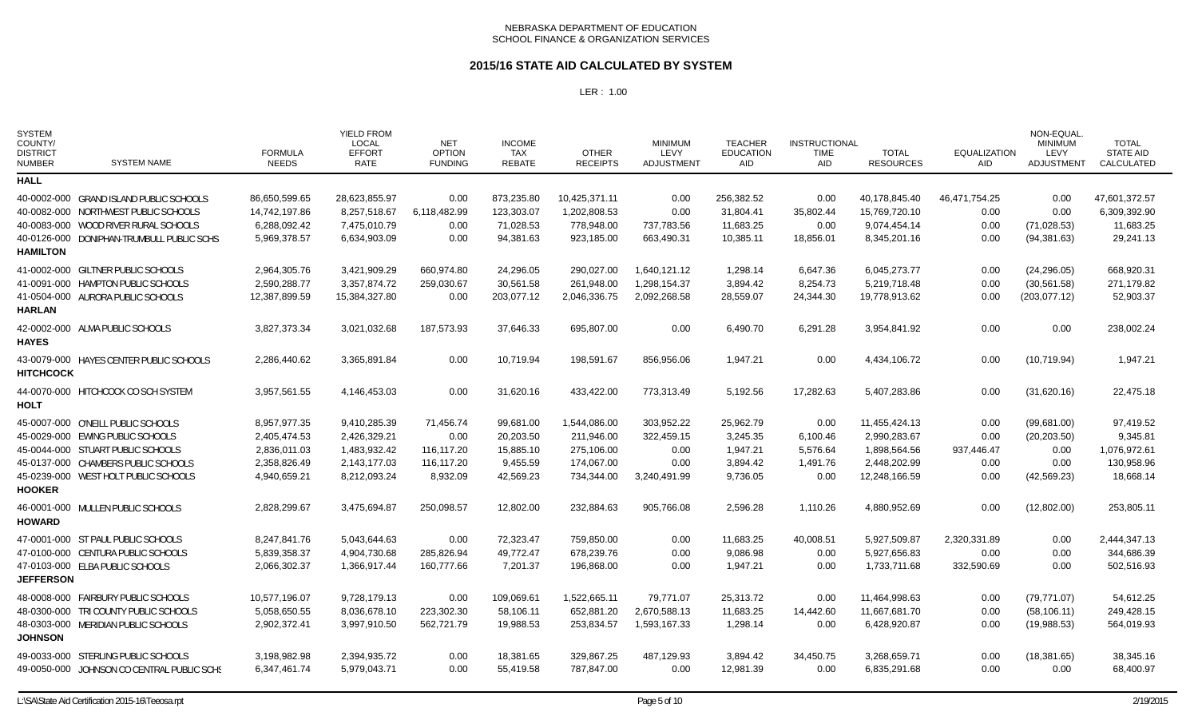NEBRASKA DEPARTMENT OF EDUCATION
SCHOOL FINANCE & ORGANIZATION SERVICES

## 2015/16 STATE AID CALCULATED BY SYSTEM

LER : 1.00

| SYSTEM COUNTY/ DISTRICT NUMBER | SYSTEM NAME | FORMULA NEEDS | YIELD FROM LOCAL EFFORT RATE | NET OPTION FUNDING | INCOME TAX REBATE | OTHER RECEIPTS | MINIMUM LEVY ADJUSTMENT | TEACHER EDUCATION AID | INSTRUCTIONAL TIME AID | TOTAL RESOURCES | EQUALIZATION AID | NON-EQUAL. MINIMUM LEVY ADJUSTMENT | TOTAL STATE AID CALCULATED |
|---|---|---|---|---|---|---|---|---|---|---|---|---|---|
| **HALL** | | | | | | | | | | | | | |
| 40-0002-000 | GRAND ISLAND PUBLIC SCHOOLS | 86,650,599.65 | 28,623,855.97 | 0.00 | 873,235.80 | 10,425,371.11 | 0.00 | 256,382.52 | 0.00 | 40,178,845.40 | 46,471,754.25 | 0.00 | 47,601,372.57 |
| 40-0082-000 | NORTHWEST PUBLIC SCHOOLS | 14,742,197.86 | 8,257,518.67 | 6,118,482.99 | 123,303.07 | 1,202,808.53 | 0.00 | 31,804.41 | 35,802.44 | 15,769,720.10 | 0.00 | 0.00 | 6,309,392.90 |
| 40-0083-000 | WOOD RIVER RURAL SCHOOLS | 6,288,092.42 | 7,475,010.79 | 0.00 | 71,028.53 | 778,948.00 | 737,783.56 | 11,683.25 | 0.00 | 9,074,454.14 | 0.00 | (71,028.53) | 11,683.25 |
| 40-0126-000 | DONIPHAN-TRUMBULL PUBLIC SCHS | 5,969,378.57 | 6,634,903.09 | 0.00 | 94,381.63 | 923,185.00 | 663,490.31 | 10,385.11 | 18,856.01 | 8,345,201.16 | 0.00 | (94,381.63) | 29,241.13 |
| **HAMILTON** | | | | | | | | | | | | | |
| 41-0002-000 | GILTNER PUBLIC SCHOOLS | 2,964,305.76 | 3,421,909.29 | 660,974.80 | 24,296.05 | 290,027.00 | 1,640,121.12 | 1,298.14 | 6,647.36 | 6,045,273.77 | 0.00 | (24,296.05) | 668,920.31 |
| 41-0091-000 | HAMPTON PUBLIC SCHOOLS | 2,590,288.77 | 3,357,874.72 | 259,030.67 | 30,561.58 | 261,948.00 | 1,298,154.37 | 3,894.42 | 8,254.73 | 5,219,718.48 | 0.00 | (30,561.58) | 271,179.82 |
| 41-0504-000 | AURORA PUBLIC SCHOOLS | 12,387,899.59 | 15,384,327.80 | 0.00 | 203,077.12 | 2,046,336.75 | 2,092,268.58 | 28,559.07 | 24,344.30 | 19,778,913.62 | 0.00 | (203,077.12) | 52,903.37 |
| **HARLAN** | | | | | | | | | | | | | |
| 42-0002-000 | ALMA PUBLIC SCHOOLS | 3,827,373.34 | 3,021,032.68 | 187,573.93 | 37,646.33 | 695,807.00 | 0.00 | 6,490.70 | 6,291.28 | 3,954,841.92 | 0.00 | 0.00 | 238,002.24 |
| **HAYES** | | | | | | | | | | | | | |
| 43-0079-000 | HAYES CENTER PUBLIC SCHOOLS | 2,286,440.62 | 3,365,891.84 | 0.00 | 10,719.94 | 198,591.67 | 856,956.06 | 1,947.21 | 0.00 | 4,434,106.72 | 0.00 | (10,719.94) | 1,947.21 |
| **HITCHCOCK** | | | | | | | | | | | | | |
| 44-0070-000 | HITCHCOCK CO SCH SYSTEM | 3,957,561.55 | 4,146,453.03 | 0.00 | 31,620.16 | 433,422.00 | 773,313.49 | 5,192.56 | 17,282.63 | 5,407,283.86 | 0.00 | (31,620.16) | 22,475.18 |
| **HOLT** | | | | | | | | | | | | | |
| 45-0007-000 | O'NEILL PUBLIC SCHOOLS | 8,957,977.35 | 9,410,285.39 | 71,456.74 | 99,681.00 | 1,544,086.00 | 303,952.22 | 25,962.79 | 0.00 | 11,455,424.13 | 0.00 | (99,681.00) | 97,419.52 |
| 45-0029-000 | EWING PUBLIC SCHOOLS | 2,405,474.53 | 2,426,329.21 | 0.00 | 20,203.50 | 211,946.00 | 322,459.15 | 3,245.35 | 6,100.46 | 2,990,283.67 | 0.00 | (20,203.50) | 9,345.81 |
| 45-0044-000 | STUART PUBLIC SCHOOLS | 2,836,011.03 | 1,483,932.42 | 116,117.20 | 15,885.10 | 275,106.00 | 0.00 | 1,947.21 | 5,576.64 | 1,898,564.56 | 937,446.47 | 0.00 | 1,076,972.61 |
| 45-0137-000 | CHAMBERS PUBLIC SCHOOLS | 2,358,826.49 | 2,143,177.03 | 116,117.20 | 9,455.59 | 174,067.00 | 0.00 | 3,894.42 | 1,491.76 | 2,448,202.99 | 0.00 | 0.00 | 130,958.96 |
| 45-0239-000 | WEST HOLT PUBLIC SCHOOLS | 4,940,659.21 | 8,212,093.24 | 8,932.09 | 42,569.23 | 734,344.00 | 3,240,491.99 | 9,736.05 | 0.00 | 12,248,166.59 | 0.00 | (42,569.23) | 18,668.14 |
| **HOOKER** | | | | | | | | | | | | | |
| 46-0001-000 | MULLEN PUBLIC SCHOOLS | 2,828,299.67 | 3,475,694.87 | 250,098.57 | 12,802.00 | 232,884.63 | 905,766.08 | 2,596.28 | 1,110.26 | 4,880,952.69 | 0.00 | (12,802.00) | 253,805.11 |
| **HOWARD** | | | | | | | | | | | | | |
| 47-0001-000 | ST PAUL PUBLIC SCHOOLS | 8,247,841.76 | 5,043,644.63 | 0.00 | 72,323.47 | 759,850.00 | 0.00 | 11,683.25 | 40,008.51 | 5,927,509.87 | 2,320,331.89 | 0.00 | 2,444,347.13 |
| 47-0100-000 | CENTURA PUBLIC SCHOOLS | 5,839,358.37 | 4,904,730.68 | 285,826.94 | 49,772.47 | 678,239.76 | 0.00 | 9,086.98 | 0.00 | 5,927,656.83 | 0.00 | 0.00 | 344,686.39 |
| 47-0103-000 | ELBA PUBLIC SCHOOLS | 2,066,302.37 | 1,366,917.44 | 160,777.66 | 7,201.37 | 196,868.00 | 0.00 | 1,947.21 | 0.00 | 1,733,711.68 | 332,590.69 | 0.00 | 502,516.93 |
| **JEFFERSON** | | | | | | | | | | | | | |
| 48-0008-000 | FAIRBURY PUBLIC SCHOOLS | 10,577,196.07 | 9,728,179.13 | 0.00 | 109,069.61 | 1,522,665.11 | 79,771.07 | 25,313.72 | 0.00 | 11,464,998.63 | 0.00 | (79,771.07) | 54,612.25 |
| 48-0300-000 | TRI COUNTY PUBLIC SCHOOLS | 5,058,650.55 | 8,036,678.10 | 223,302.30 | 58,106.11 | 652,881.20 | 2,670,588.13 | 11,683.25 | 14,442.60 | 11,667,681.70 | 0.00 | (58,106.11) | 249,428.15 |
| 48-0303-000 | MERIDIAN PUBLIC SCHOOLS | 2,902,372.41 | 3,997,910.50 | 562,721.79 | 19,988.53 | 253,834.57 | 1,593,167.33 | 1,298.14 | 0.00 | 6,428,920.87 | 0.00 | (19,988.53) | 564,019.93 |
| **JOHNSON** | | | | | | | | | | | | | |
| 49-0033-000 | STERLING PUBLIC SCHOOLS | 3,198,982.98 | 2,394,935.72 | 0.00 | 18,381.65 | 329,867.25 | 487,129.93 | 3,894.42 | 34,450.75 | 3,268,659.71 | 0.00 | (18,381.65) | 38,345.16 |
| 49-0050-000 | JOHNSON CO CENTRAL PUBLIC SCHS | 6,347,461.74 | 5,979,043.71 | 0.00 | 55,419.58 | 787,847.00 | 0.00 | 12,981.39 | 0.00 | 6,835,291.68 | 0.00 | 0.00 | 68,400.97 |

L:\SA\State Aid Certification 2015-16\Teeosa.rpt — 2/19/2015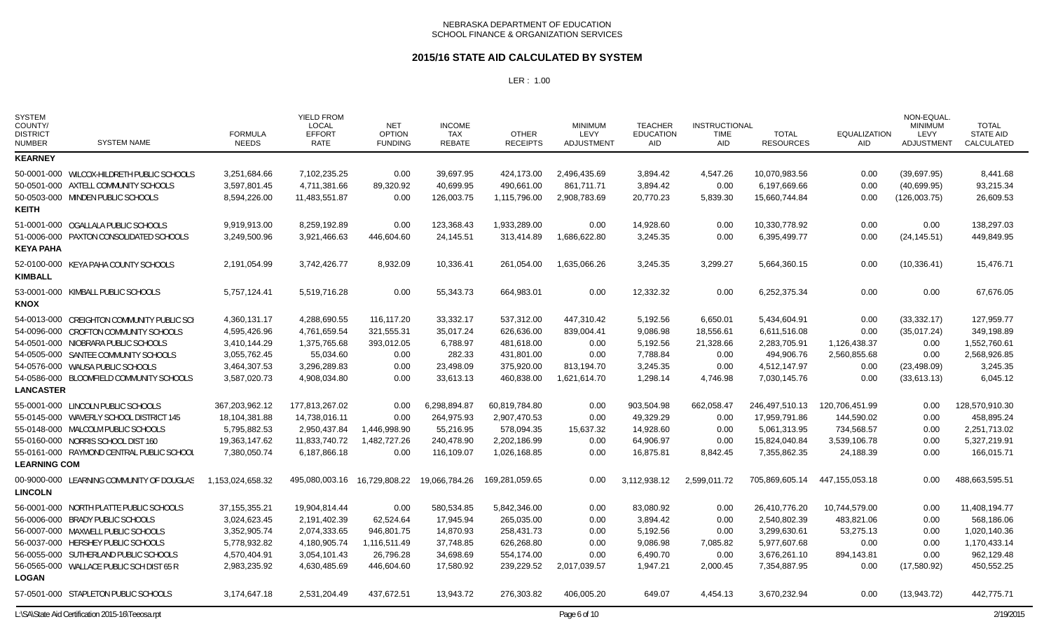NEBRASKA DEPARTMENT OF EDUCATION
SCHOOL FINANCE & ORGANIZATION SERVICES

## 2015/16 STATE AID CALCULATED BY SYSTEM

LER : 1.00

| SYSTEM COUNTY/ DISTRICT NUMBER | SYSTEM NAME | FORMULA NEEDS | YIELD FROM LOCAL EFFORT RATE | NET OPTION FUNDING | INCOME TAX REBATE | OTHER RECEIPTS | MINIMUM LEVY ADJUSTMENT | TEACHER EDUCATION AID | INSTRUCTIONAL TIME AID | TOTAL RESOURCES | EQUALIZATION AID | NON-EQUAL. MINIMUM LEVY ADJUSTMENT | TOTAL STATE AID CALCULATED |
|---|---|---|---|---|---|---|---|---|---|---|---|---|---|
| **KEARNEY** | | | | | | | | | | | | | |
| 50-0001-000 | WILCOX-HILDRETH PUBLIC SCHOOLS | 3,251,684.66 | 7,102,235.25 | 0.00 | 39,697.95 | 424,173.00 | 2,496,435.69 | 3,894.42 | 4,547.26 | 10,070,983.56 | 0.00 | (39,697.95) | 8,441.68 |
| 50-0501-000 | AXTELL COMMUNITY SCHOOLS | 3,597,801.45 | 4,711,381.66 | 89,320.92 | 40,699.95 | 490,661.00 | 861,711.71 | 3,894.42 | 0.00 | 6,197,669.66 | 0.00 | (40,699.95) | 93,215.34 |
| 50-0503-000 | MINDEN PUBLIC SCHOOLS | 8,594,226.00 | 11,483,551.87 | 0.00 | 126,003.75 | 1,115,796.00 | 2,908,783.69 | 20,770.23 | 5,839.30 | 15,660,744.84 | 0.00 | (126,003.75) | 26,609.53 |
| **KEITH** | | | | | | | | | | | | | |
| 51-0001-000 | OGALLALA PUBLIC SCHOOLS | 9,919,913.00 | 8,259,192.89 | 0.00 | 123,368.43 | 1,933,289.00 | 0.00 | 14,928.60 | 0.00 | 10,330,778.92 | 0.00 | 0.00 | 138,297.03 |
| 51-0006-000 | PAXTON CONSOLIDATED SCHOOLS | 3,249,500.96 | 3,921,466.63 | 446,604.60 | 24,145.51 | 313,414.89 | 1,686,622.80 | 3,245.35 | 0.00 | 6,395,499.77 | 0.00 | (24,145.51) | 449,849.95 |
| **KEYA PAHA** | | | | | | | | | | | | | |
| 52-0100-000 | KEYA PAHA COUNTY SCHOOLS | 2,191,054.99 | 3,742,426.77 | 8,932.09 | 10,336.41 | 261,054.00 | 1,635,066.26 | 3,245.35 | 3,299.27 | 5,664,360.15 | 0.00 | (10,336.41) | 15,476.71 |
| **KIMBALL** | | | | | | | | | | | | | |
| 53-0001-000 | KIMBALL PUBLIC SCHOOLS | 5,757,124.41 | 5,519,716.28 | 0.00 | 55,343.73 | 664,983.01 | 0.00 | 12,332.32 | 0.00 | 6,252,375.34 | 0.00 | 0.00 | 67,676.05 |
| **KNOX** | | | | | | | | | | | | | |
| 54-0013-000 | CREIGHTON COMMUNITY PUBLIC SCH | 4,360,131.17 | 4,288,690.55 | 116,117.20 | 33,332.17 | 537,312.00 | 447,310.42 | 5,192.56 | 6,650.01 | 5,434,604.91 | 0.00 | (33,332.17) | 127,959.77 |
| 54-0096-000 | CROFTON COMMUNITY SCHOOLS | 4,595,426.96 | 4,761,659.54 | 321,555.31 | 35,017.24 | 626,636.00 | 839,004.41 | 9,086.98 | 18,556.61 | 6,611,516.08 | 0.00 | (35,017.24) | 349,198.89 |
| 54-0501-000 | NIOBRARA PUBLIC SCHOOLS | 3,410,144.29 | 1,375,765.68 | 393,012.05 | 6,788.97 | 481,618.00 | 0.00 | 5,192.56 | 21,328.66 | 2,283,705.91 | 1,126,438.37 | 0.00 | 1,552,760.61 |
| 54-0505-000 | SANTEE COMMUNITY SCHOOLS | 3,055,762.45 | 55,034.60 | 0.00 | 282.33 | 431,801.00 | 0.00 | 7,788.84 | 0.00 | 494,906.76 | 2,560,855.68 | 0.00 | 2,568,926.85 |
| 54-0576-000 | WAUSA PUBLIC SCHOOLS | 3,464,307.53 | 3,296,289.83 | 0.00 | 23,498.09 | 375,920.00 | 813,194.70 | 3,245.35 | 0.00 | 4,512,147.97 | 0.00 | (23,498.09) | 3,245.35 |
| 54-0586-000 | BLOOMFIELD COMMUNITY SCHOOLS | 3,587,020.73 | 4,908,034.80 | 0.00 | 33,613.13 | 460,838.00 | 1,621,614.70 | 1,298.14 | 4,746.98 | 7,030,145.76 | 0.00 | (33,613.13) | 6,045.12 |
| **LANCASTER** | | | | | | | | | | | | | |
| 55-0001-000 | LINCOLN PUBLIC SCHOOLS | 367,203,962.12 | 177,813,267.02 | 0.00 | 6,298,894.87 | 60,819,784.80 | 0.00 | 903,504.98 | 662,058.47 | 246,497,510.13 | 120,706,451.99 | 0.00 | 128,570,910.30 |
| 55-0145-000 | WAVERLY SCHOOL DISTRICT 145 | 18,104,381.88 | 14,738,016.11 | 0.00 | 264,975.93 | 2,907,470.53 | 0.00 | 49,329.29 | 0.00 | 17,959,791.86 | 144,590.02 | 0.00 | 458,895.24 |
| 55-0148-000 | MALCOLM PUBLIC SCHOOLS | 5,795,882.53 | 2,950,437.84 | 1,446,998.90 | 55,216.95 | 578,094.35 | 15,637.32 | 14,928.60 | 0.00 | 5,061,313.95 | 734,568.57 | 0.00 | 2,251,713.02 |
| 55-0160-000 | NORRIS SCHOOL DIST 160 | 19,363,147.62 | 11,833,740.72 | 1,482,727.26 | 240,478.90 | 2,202,186.99 | 0.00 | 64,906.97 | 0.00 | 15,824,040.84 | 3,539,106.78 | 0.00 | 5,327,219.91 |
| 55-0161-000 | RAYMOND CENTRAL PUBLIC SCHOOL | 7,380,050.74 | 6,187,866.18 | 0.00 | 116,109.07 | 1,026,168.85 | 0.00 | 16,875.81 | 8,842.45 | 7,355,862.35 | 24,188.39 | 0.00 | 166,015.71 |
| **LEARNING COM** | | | | | | | | | | | | | |
| 00-9000-000 | LEARNING COMMUNITY OF DOUGLAS | 1,153,024,658.32 | 495,080,003.16 | 16,729,808.22 | 19,066,784.26 | 169,281,059.65 | 0.00 | 3,112,938.12 | 2,599,011.72 | 705,869,605.14 | 447,155,053.18 | 0.00 | 488,663,595.51 |
| **LINCOLN** | | | | | | | | | | | | | |
| 56-0001-000 | NORTH PLATTE PUBLIC SCHOOLS | 37,155,355.21 | 19,904,814.44 | 0.00 | 580,534.85 | 5,842,346.00 | 0.00 | 83,080.92 | 0.00 | 26,410,776.20 | 10,744,579.00 | 0.00 | 11,408,194.77 |
| 56-0006-000 | BRADY PUBLIC SCHOOLS | 3,024,623.45 | 2,191,402.39 | 62,524.64 | 17,945.94 | 265,035.00 | 0.00 | 3,894.42 | 0.00 | 2,540,802.39 | 483,821.06 | 0.00 | 568,186.06 |
| 56-0007-000 | MAXWELL PUBLIC SCHOOLS | 3,352,905.74 | 2,074,333.65 | 946,801.75 | 14,870.93 | 258,431.73 | 0.00 | 5,192.56 | 0.00 | 3,299,630.61 | 53,275.13 | 0.00 | 1,020,140.36 |
| 56-0037-000 | HERSHEY PUBLIC SCHOOLS | 5,778,932.82 | 4,180,905.74 | 1,116,511.49 | 37,748.85 | 626,268.80 | 0.00 | 9,086.98 | 7,085.82 | 5,977,607.68 | 0.00 | 0.00 | 1,170,433.14 |
| 56-0055-000 | SUTHERLAND PUBLIC SCHOOLS | 4,570,404.91 | 3,054,101.43 | 26,796.28 | 34,698.69 | 554,174.00 | 0.00 | 6,490.70 | 0.00 | 3,676,261.10 | 894,143.81 | 0.00 | 962,129.48 |
| 56-0565-000 | WALLACE PUBLIC SCH DIST 65 R | 2,983,235.92 | 4,630,485.69 | 446,604.60 | 17,580.92 | 239,229.52 | 2,017,039.57 | 1,947.21 | 2,000.45 | 7,354,887.95 | 0.00 | (17,580.92) | 450,552.25 |
| **LOGAN** | | | | | | | | | | | | | |
| 57-0501-000 | STAPLETON PUBLIC SCHOOLS | 3,174,647.18 | 2,531,204.49 | 437,672.51 | 13,943.72 | 276,303.82 | 406,005.20 | 649.07 | 4,454.13 | 3,670,232.94 | 0.00 | (13,943.72) | 442,775.71 |

L:\SA\State Aid Certification 2015-16\Teeosa.rpt — 2/19/2015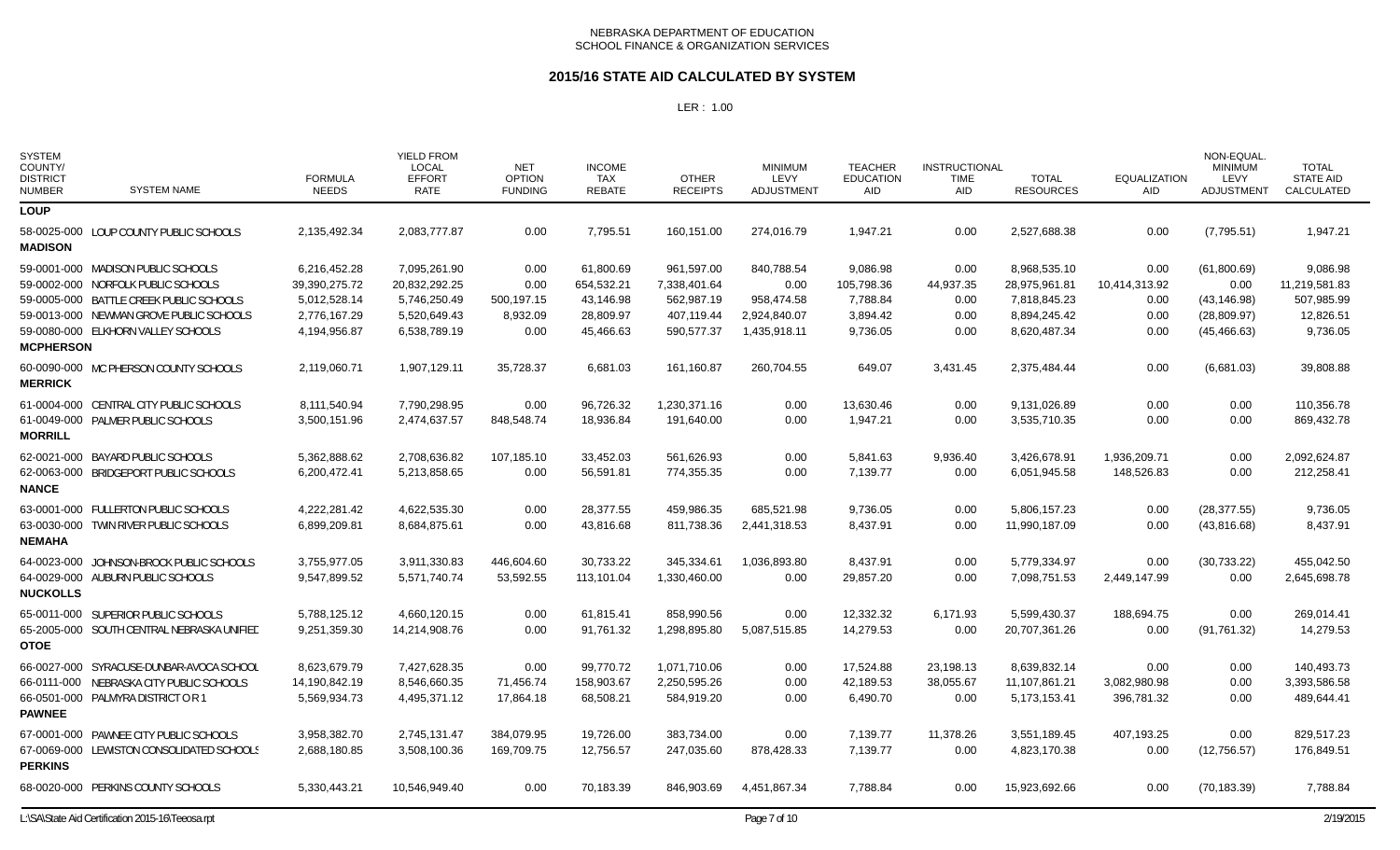NEBRASKA DEPARTMENT OF EDUCATION
SCHOOL FINANCE & ORGANIZATION SERVICES

## 2015/16 STATE AID CALCULATED BY SYSTEM

LER : 1.00

| SYSTEM COUNTY/ DISTRICT NUMBER | SYSTEM NAME | FORMULA NEEDS | YIELD FROM LOCAL EFFORT RATE | NET OPTION FUNDING | INCOME TAX REBATE | OTHER RECEIPTS | MINIMUM LEVY ADJUSTMENT | TEACHER EDUCATION AID | INSTRUCTIONAL TIME AID | TOTAL RESOURCES | EQUALIZATION AID | NON-EQUAL. MINIMUM LEVY ADJUSTMENT | TOTAL STATE AID CALCULATED |
|---|---|---|---|---|---|---|---|---|---|---|---|---|---|
| **LOUP** | | | | | | | | | | | | | |
| 58-0025-000 | LOUP COUNTY PUBLIC SCHOOLS | 2,135,492.34 | 2,083,777.87 | 0.00 | 7,795.51 | 160,151.00 | 274,016.79 | 1,947.21 | 0.00 | 2,527,688.38 | 0.00 | (7,795.51) | 1,947.21 |
| **MADISON** | | | | | | | | | | | | | |
| 59-0001-000 | MADISON PUBLIC SCHOOLS | 6,216,452.28 | 7,095,261.90 | 0.00 | 61,800.69 | 961,597.00 | 840,788.54 | 9,086.98 | 0.00 | 8,968,535.10 | 0.00 | (61,800.69) | 9,086.98 |
| 59-0002-000 | NORFOLK PUBLIC SCHOOLS | 39,390,275.72 | 20,832,292.25 | 0.00 | 654,532.21 | 7,338,401.64 | 0.00 | 105,798.36 | 44,937.35 | 28,975,961.81 | 10,414,313.92 | 0.00 | 11,219,581.83 |
| 59-0005-000 | BATTLE CREEK PUBLIC SCHOOLS | 5,012,528.14 | 5,746,250.49 | 500,197.15 | 43,146.98 | 562,987.19 | 958,474.58 | 7,788.84 | 0.00 | 7,818,845.23 | 0.00 | (43,146.98) | 507,985.99 |
| 59-0013-000 | NEWMAN GROVE PUBLIC SCHOOLS | 2,776,167.29 | 5,520,649.43 | 8,932.09 | 28,809.97 | 407,119.44 | 2,924,840.07 | 3,894.42 | 0.00 | 8,894,245.42 | 0.00 | (28,809.97) | 12,826.51 |
| 59-0080-000 | ELKHORN VALLEY SCHOOLS | 4,194,956.87 | 6,538,789.19 | 0.00 | 45,466.63 | 590,577.37 | 1,435,918.11 | 9,736.05 | 0.00 | 8,620,487.34 | 0.00 | (45,466.63) | 9,736.05 |
| **MCPHERSON** | | | | | | | | | | | | | |
| 60-0090-000 | MC PHERSON COUNTY SCHOOLS | 2,119,060.71 | 1,907,129.11 | 35,728.37 | 6,681.03 | 161,160.87 | 260,704.55 | 649.07 | 3,431.45 | 2,375,484.44 | 0.00 | (6,681.03) | 39,808.88 |
| **MERRICK** | | | | | | | | | | | | | |
| 61-0004-000 | CENTRAL CITY PUBLIC SCHOOLS | 8,111,540.94 | 7,790,298.95 | 0.00 | 96,726.32 | 1,230,371.16 | 0.00 | 13,630.46 | 0.00 | 9,131,026.89 | 0.00 | 0.00 | 110,356.78 |
| 61-0049-000 | PALMER PUBLIC SCHOOLS | 3,500,151.96 | 2,474,637.57 | 848,548.74 | 18,936.84 | 191,640.00 | 0.00 | 1,947.21 | 0.00 | 3,535,710.35 | 0.00 | 0.00 | 869,432.78 |
| **MORRILL** | | | | | | | | | | | | | |
| 62-0021-000 | BAYARD PUBLIC SCHOOLS | 5,362,888.62 | 2,708,636.82 | 107,185.10 | 33,452.03 | 561,626.93 | 0.00 | 5,841.63 | 9,936.40 | 3,426,678.91 | 1,936,209.71 | 0.00 | 2,092,624.87 |
| 62-0063-000 | BRIDGEPORT PUBLIC SCHOOLS | 6,200,472.41 | 5,213,858.65 | 0.00 | 56,591.81 | 774,355.35 | 0.00 | 7,139.77 | 0.00 | 6,051,945.58 | 148,526.83 | 0.00 | 212,258.41 |
| **NANCE** | | | | | | | | | | | | | |
| 63-0001-000 | FULLERTON PUBLIC SCHOOLS | 4,222,281.42 | 4,622,535.30 | 0.00 | 28,377.55 | 459,986.35 | 685,521.98 | 9,736.05 | 0.00 | 5,806,157.23 | 0.00 | (28,377.55) | 9,736.05 |
| 63-0030-000 | TWIN RIVER PUBLIC SCHOOLS | 6,899,209.81 | 8,684,875.61 | 0.00 | 43,816.68 | 811,738.36 | 2,441,318.53 | 8,437.91 | 0.00 | 11,990,187.09 | 0.00 | (43,816.68) | 8,437.91 |
| **NEMAHA** | | | | | | | | | | | | | |
| 64-0023-000 | JOHNSON-BROCK PUBLIC SCHOOLS | 3,755,977.05 | 3,911,330.83 | 446,604.60 | 30,733.22 | 345,334.61 | 1,036,893.80 | 8,437.91 | 0.00 | 5,779,334.97 | 0.00 | (30,733.22) | 455,042.50 |
| 64-0029-000 | AUBURN PUBLIC SCHOOLS | 9,547,899.52 | 5,571,740.74 | 53,592.55 | 113,101.04 | 1,330,460.00 | 0.00 | 29,857.20 | 0.00 | 7,098,751.53 | 2,449,147.99 | 0.00 | 2,645,698.78 |
| **NUCKOLLS** | | | | | | | | | | | | | |
| 65-0011-000 | SUPERIOR PUBLIC SCHOOLS | 5,788,125.12 | 4,660,120.15 | 0.00 | 61,815.41 | 858,990.56 | 0.00 | 12,332.32 | 6,171.93 | 5,599,430.37 | 188,694.75 | 0.00 | 269,014.41 |
| 65-2005-000 | SOUTH CENTRAL NEBRASKA UNIFIED | 9,251,359.30 | 14,214,908.76 | 0.00 | 91,761.32 | 1,298,895.80 | 5,087,515.85 | 14,279.53 | 0.00 | 20,707,361.26 | 0.00 | (91,761.32) | 14,279.53 |
| **OTOE** | | | | | | | | | | | | | |
| 66-0027-000 | SYRACUSE-DUNBAR-AVOCA SCHOOL | 8,623,679.79 | 7,427,628.35 | 0.00 | 99,770.72 | 1,071,710.06 | 0.00 | 17,524.88 | 23,198.13 | 8,639,832.14 | 0.00 | 0.00 | 140,493.73 |
| 66-0111-000 | NEBRASKA CITY PUBLIC SCHOOLS | 14,190,842.19 | 8,546,660.35 | 71,456.74 | 158,903.67 | 2,250,595.26 | 0.00 | 42,189.53 | 38,055.67 | 11,107,861.21 | 3,082,980.98 | 0.00 | 3,393,586.58 |
| 66-0501-000 | PALMYRA DISTRICT O R 1 | 5,569,934.73 | 4,495,371.12 | 17,864.18 | 68,508.21 | 584,919.20 | 0.00 | 6,490.70 | 0.00 | 5,173,153.41 | 396,781.32 | 0.00 | 489,644.41 |
| **PAWNEE** | | | | | | | | | | | | | |
| 67-0001-000 | PAWNEE CITY PUBLIC SCHOOLS | 3,958,382.70 | 2,745,131.47 | 384,079.95 | 19,726.00 | 383,734.00 | 0.00 | 7,139.77 | 11,378.26 | 3,551,189.45 | 407,193.25 | 0.00 | 829,517.23 |
| 67-0069-000 | LEWISTON CONSOLIDATED SCHOOLS | 2,688,180.85 | 3,508,100.36 | 169,709.75 | 12,756.57 | 247,035.60 | 878,428.33 | 7,139.77 | 0.00 | 4,823,170.38 | 0.00 | (12,756.57) | 176,849.51 |
| **PERKINS** | | | | | | | | | | | | | |
| 68-0020-000 | PERKINS COUNTY SCHOOLS | 5,330,443.21 | 10,546,949.40 | 0.00 | 70,183.39 | 846,903.69 | 4,451,867.34 | 7,788.84 | 0.00 | 15,923,692.66 | 0.00 | (70,183.39) | 7,788.84 |

L:\SA\State Aid Certification 2015-16\Teeosa.rpt 2/19/2015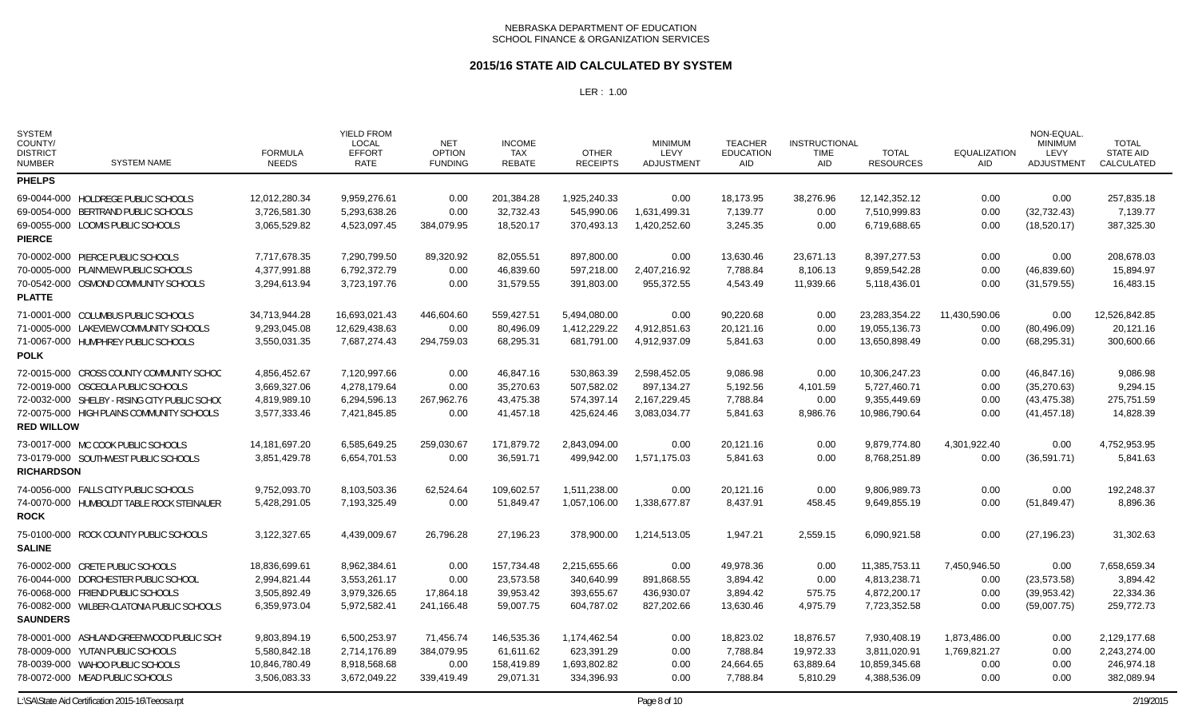NEBRASKA DEPARTMENT OF EDUCATION
SCHOOL FINANCE & ORGANIZATION SERVICES

# 2015/16 STATE AID CALCULATED BY SYSTEM

LER : 1.00

| SYSTEM COUNTY/ DISTRICT NUMBER | SYSTEM NAME | FORMULA NEEDS | YIELD FROM LOCAL EFFORT RATE | NET OPTION FUNDING | INCOME TAX REBATE | OTHER RECEIPTS | MINIMUM LEVY ADJUSTMENT | TEACHER EDUCATION AID | INSTRUCTIONAL TIME AID | TOTAL RESOURCES | EQUALIZATION AID | NON-EQUAL. MINIMUM LEVY ADJUSTMENT | TOTAL STATE AID CALCULATED |
|---|---|---|---|---|---|---|---|---|---|---|---|---|---|
| **PHELPS** | | | | | | | | | | | | | |
| 69-0044-000 | HOLDREGE PUBLIC SCHOOLS | 12,012,280.34 | 9,959,276.61 | 0.00 | 201,384.28 | 1,925,240.33 | 0.00 | 18,173.95 | 38,276.96 | 12,142,352.12 | 0.00 | 0.00 | 257,835.18 |
| 69-0054-000 | BERTRAND PUBLIC SCHOOLS | 3,726,581.30 | 5,293,638.26 | 0.00 | 32,732.43 | 545,990.06 | 1,631,499.31 | 7,139.77 | 0.00 | 7,510,999.83 | 0.00 | (32,732.43) | 7,139.77 |
| 69-0055-000 | LOOMIS PUBLIC SCHOOLS | 3,065,529.82 | 4,523,097.45 | 384,079.95 | 18,520.17 | 370,493.13 | 1,420,252.60 | 3,245.35 | 0.00 | 6,719,688.65 | 0.00 | (18,520.17) | 387,325.30 |
| **PIERCE** | | | | | | | | | | | | | |
| 70-0002-000 | PIERCE PUBLIC SCHOOLS | 7,717,678.35 | 7,290,799.50 | 89,320.92 | 82,055.51 | 897,800.00 | 0.00 | 13,630.46 | 23,671.13 | 8,397,277.53 | 0.00 | 0.00 | 208,678.03 |
| 70-0005-000 | PLAINVIEW PUBLIC SCHOOLS | 4,377,991.88 | 6,792,372.79 | 0.00 | 46,839.60 | 597,218.00 | 2,407,216.92 | 7,788.84 | 8,106.13 | 9,859,542.28 | 0.00 | (46,839.60) | 15,894.97 |
| 70-0542-000 | OSMOND COMMUNITY SCHOOLS | 3,294,613.94 | 3,723,197.76 | 0.00 | 31,579.55 | 391,803.00 | 955,372.55 | 4,543.49 | 11,939.66 | 5,118,436.01 | 0.00 | (31,579.55) | 16,483.15 |
| **PLATTE** | | | | | | | | | | | | | |
| 71-0001-000 | COLUMBUS PUBLIC SCHOOLS | 34,713,944.28 | 16,693,021.43 | 446,604.60 | 559,427.51 | 5,494,080.00 | 0.00 | 90,220.68 | 0.00 | 23,283,354.22 | 11,430,590.06 | 0.00 | 12,526,842.85 |
| 71-0005-000 | LAKEVIEW COMMUNITY SCHOOLS | 9,293,045.08 | 12,629,438.63 | 0.00 | 80,496.09 | 1,412,229.22 | 4,912,851.63 | 20,121.16 | 0.00 | 19,055,136.73 | 0.00 | (80,496.09) | 20,121.16 |
| 71-0067-000 | HUMPHREY PUBLIC SCHOOLS | 3,550,031.35 | 7,687,274.43 | 294,759.03 | 68,295.31 | 681,791.00 | 4,912,937.09 | 5,841.63 | 0.00 | 13,650,898.49 | 0.00 | (68,295.31) | 300,600.66 |
| **POLK** | | | | | | | | | | | | | |
| 72-0015-000 | CROSS COUNTY COMMUNITY SCHOC | 4,856,452.67 | 7,120,997.66 | 0.00 | 46,847.16 | 530,863.39 | 2,598,452.05 | 9,086.98 | 0.00 | 10,306,247.23 | 0.00 | (46,847.16) | 9,086.98 |
| 72-0019-000 | OSCEOLA PUBLIC SCHOOLS | 3,669,327.06 | 4,278,179.64 | 0.00 | 35,270.63 | 507,582.02 | 897,134.27 | 5,192.56 | 4,101.59 | 5,727,460.71 | 0.00 | (35,270.63) | 9,294.15 |
| 72-0032-000 | SHELBY - RISING CITY PUBLIC SCHO( | 4,819,989.10 | 6,294,596.13 | 267,962.76 | 43,475.38 | 574,397.14 | 2,167,229.45 | 7,788.84 | 0.00 | 9,355,449.69 | 0.00 | (43,475.38) | 275,751.59 |
| 72-0075-000 | HIGH PLAINS COMMUNITY SCHOOLS | 3,577,333.46 | 7,421,845.85 | 0.00 | 41,457.18 | 425,624.46 | 3,083,034.77 | 5,841.63 | 8,986.76 | 10,986,790.64 | 0.00 | (41,457.18) | 14,828.39 |
| **RED WILLOW** | | | | | | | | | | | | | |
| 73-0017-000 | MC COOK PUBLIC SCHOOLS | 14,181,697.20 | 6,585,649.25 | 259,030.67 | 171,879.72 | 2,843,094.00 | 0.00 | 20,121.16 | 0.00 | 9,879,774.80 | 4,301,922.40 | 0.00 | 4,752,953.95 |
| 73-0179-000 | SOUTHWEST PUBLIC SCHOOLS | 3,851,429.78 | 6,654,701.53 | 0.00 | 36,591.71 | 499,942.00 | 1,571,175.03 | 5,841.63 | 0.00 | 8,768,251.89 | 0.00 | (36,591.71) | 5,841.63 |
| **RICHARDSON** | | | | | | | | | | | | | |
| 74-0056-000 | FALLS CITY PUBLIC SCHOOLS | 9,752,093.70 | 8,103,503.36 | 62,524.64 | 109,602.57 | 1,511,238.00 | 0.00 | 20,121.16 | 0.00 | 9,806,989.73 | 0.00 | 0.00 | 192,248.37 |
| 74-0070-000 | HUMBOLDT TABLE ROCK STEINAUER | 5,428,291.05 | 7,193,325.49 | 0.00 | 51,849.47 | 1,057,106.00 | 1,338,677.87 | 8,437.91 | 458.45 | 9,649,855.19 | 0.00 | (51,849.47) | 8,896.36 |
| **ROCK** | | | | | | | | | | | | | |
| 75-0100-000 | ROCK COUNTY PUBLIC SCHOOLS | 3,122,327.65 | 4,439,009.67 | 26,796.28 | 27,196.23 | 378,900.00 | 1,214,513.05 | 1,947.21 | 2,559.15 | 6,090,921.58 | 0.00 | (27,196.23) | 31,302.63 |
| **SALINE** | | | | | | | | | | | | | |
| 76-0002-000 | CRETE PUBLIC SCHOOLS | 18,836,699.61 | 8,962,384.61 | 0.00 | 157,734.48 | 2,215,655.66 | 0.00 | 49,978.36 | 0.00 | 11,385,753.11 | 7,450,946.50 | 0.00 | 7,658,659.34 |
| 76-0044-000 | DORCHESTER PUBLIC SCHOOL | 2,994,821.44 | 3,553,261.17 | 0.00 | 23,573.58 | 340,640.99 | 891,868.55 | 3,894.42 | 0.00 | 4,813,238.71 | 0.00 | (23,573.58) | 3,894.42 |
| 76-0068-000 | FRIEND PUBLIC SCHOOLS | 3,505,892.49 | 3,979,326.65 | 17,864.18 | 39,953.42 | 393,655.67 | 436,930.07 | 3,894.42 | 575.75 | 4,872,200.17 | 0.00 | (39,953.42) | 22,334.36 |
| 76-0082-000 | WILBER-CLATONIA PUBLIC SCHOOLS | 6,359,973.04 | 5,972,582.41 | 241,166.48 | 59,007.75 | 604,787.02 | 827,202.66 | 13,630.46 | 4,975.79 | 7,723,352.58 | 0.00 | (59,007.75) | 259,772.73 |
| **SAUNDERS** | | | | | | | | | | | | | |
| 78-0001-000 | ASHLAND-GREENWOOD PUBLIC SCH | 9,803,894.19 | 6,500,253.97 | 71,456.74 | 146,535.36 | 1,174,462.54 | 0.00 | 18,823.02 | 18,876.57 | 7,930,408.19 | 1,873,486.00 | 0.00 | 2,129,177.68 |
| 78-0009-000 | YUTAN PUBLIC SCHOOLS | 5,580,842.18 | 2,714,176.89 | 384,079.95 | 61,611.62 | 623,391.29 | 0.00 | 7,788.84 | 19,972.33 | 3,811,020.91 | 1,769,821.27 | 0.00 | 2,243,274.00 |
| 78-0039-000 | WAHOO PUBLIC SCHOOLS | 10,846,780.49 | 8,918,568.68 | 0.00 | 158,419.89 | 1,693,802.82 | 0.00 | 24,664.65 | 63,889.64 | 10,859,345.68 | 0.00 | 0.00 | 246,974.18 |
| 78-0072-000 | MEAD PUBLIC SCHOOLS | 3,506,083.33 | 3,672,049.22 | 339,419.49 | 29,071.31 | 334,396.93 | 0.00 | 7,788.84 | 5,810.29 | 4,388,536.09 | 0.00 | 0.00 | 382,089.94 |

L:\SA\State Aid Certification 2015-16\Teeosa.rpt 2/19/2015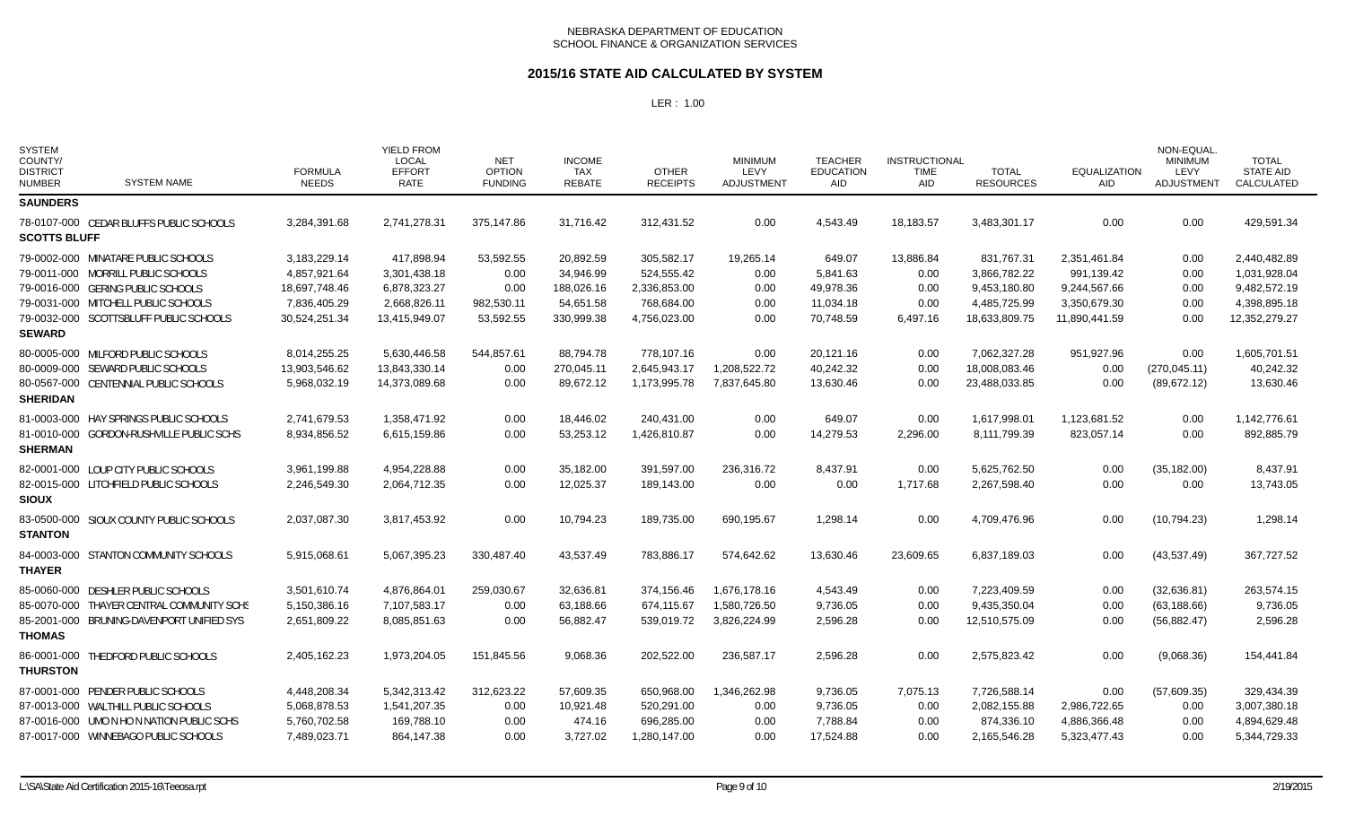NEBRASKA DEPARTMENT OF EDUCATION
SCHOOL FINANCE & ORGANIZATION SERVICES

# 2015/16 STATE AID CALCULATED BY SYSTEM

LER : 1.00

| SYSTEM COUNTY/ DISTRICT NUMBER | SYSTEM NAME | FORMULA NEEDS | YIELD FROM LOCAL EFFORT RATE | NET OPTION FUNDING | INCOME TAX REBATE | OTHER RECEIPTS | MINIMUM LEVY ADJUSTMENT | TEACHER EDUCATION AID | INSTRUCTIONAL TIME AID | TOTAL RESOURCES | EQUALIZATION AID | NON-EQUAL. MINIMUM LEVY ADJUSTMENT | TOTAL STATE AID CALCULATED |
|---|---|---|---|---|---|---|---|---|---|---|---|---|---|
| **SAUNDERS** | | | | | | | | | | | | | |
| 78-0107-000 | CEDAR BLUFFS PUBLIC SCHOOLS | 3,284,391.68 | 2,741,278.31 | 375,147.86 | 31,716.42 | 312,431.52 | 0.00 | 4,543.49 | 18,183.57 | 3,483,301.17 | 0.00 | 0.00 | 429,591.34 |
| **SCOTTS BLUFF** | | | | | | | | | | | | | |
| 79-0002-000 | MINATARE PUBLIC SCHOOLS | 3,183,229.14 | 417,898.94 | 53,592.55 | 20,892.59 | 305,582.17 | 19,265.14 | 649.07 | 13,886.84 | 831,767.31 | 2,351,461.84 | 0.00 | 2,440,482.89 |
| 79-0011-000 | MORRILL PUBLIC SCHOOLS | 4,857,921.64 | 3,301,438.18 | 0.00 | 34,946.99 | 524,555.42 | 0.00 | 5,841.63 | 0.00 | 3,866,782.22 | 991,139.42 | 0.00 | 1,031,928.04 |
| 79-0016-000 | GERING PUBLIC SCHOOLS | 18,697,748.46 | 6,878,323.27 | 0.00 | 188,026.16 | 2,336,853.00 | 0.00 | 49,978.36 | 0.00 | 9,453,180.80 | 9,244,567.66 | 0.00 | 9,482,572.19 |
| 79-0031-000 | MITCHELL PUBLIC SCHOOLS | 7,836,405.29 | 2,668,826.11 | 982,530.11 | 54,651.58 | 768,684.00 | 0.00 | 11,034.18 | 0.00 | 4,485,725.99 | 3,350,679.30 | 0.00 | 4,398,895.18 |
| 79-0032-000 | SCOTTSBLUFF PUBLIC SCHOOLS | 30,524,251.34 | 13,415,949.07 | 53,592.55 | 330,999.38 | 4,756,023.00 | 0.00 | 70,748.59 | 6,497.16 | 18,633,809.75 | 11,890,441.59 | 0.00 | 12,352,279.27 |
| **SEWARD** | | | | | | | | | | | | | |
| 80-0005-000 | MILFORD PUBLIC SCHOOLS | 8,014,255.25 | 5,630,446.58 | 544,857.61 | 88,794.78 | 778,107.16 | 0.00 | 20,121.16 | 0.00 | 7,062,327.28 | 951,927.96 | 0.00 | 1,605,701.51 |
| 80-0009-000 | SEWARD PUBLIC SCHOOLS | 13,903,546.62 | 13,843,330.14 | 0.00 | 270,045.11 | 2,645,943.17 | 1,208,522.72 | 40,242.32 | 0.00 | 18,008,083.46 | 0.00 | (270,045.11) | 40,242.32 |
| 80-0567-000 | CENTENNIAL PUBLIC SCHOOLS | 5,968,032.19 | 14,373,089.68 | 0.00 | 89,672.12 | 1,173,995.78 | 7,837,645.80 | 13,630.46 | 0.00 | 23,488,033.85 | 0.00 | (89,672.12) | 13,630.46 |
| **SHERIDAN** | | | | | | | | | | | | | |
| 81-0003-000 | HAY SPRINGS PUBLIC SCHOOLS | 2,741,679.53 | 1,358,471.92 | 0.00 | 18,446.02 | 240,431.00 | 0.00 | 649.07 | 0.00 | 1,617,998.01 | 1,123,681.52 | 0.00 | 1,142,776.61 |
| 81-0010-000 | GORDON-RUSHVILLE PUBLIC SCHS | 8,934,856.52 | 6,615,159.86 | 0.00 | 53,253.12 | 1,426,810.87 | 0.00 | 14,279.53 | 2,296.00 | 8,111,799.39 | 823,057.14 | 0.00 | 892,885.79 |
| **SHERMAN** | | | | | | | | | | | | | |
| 82-0001-000 | LOUP CITY PUBLIC SCHOOLS | 3,961,199.88 | 4,954,228.88 | 0.00 | 35,182.00 | 391,597.00 | 236,316.72 | 8,437.91 | 0.00 | 5,625,762.50 | 0.00 | (35,182.00) | 8,437.91 |
| 82-0015-000 | LITCHFIELD PUBLIC SCHOOLS | 2,246,549.30 | 2,064,712.35 | 0.00 | 12,025.37 | 189,143.00 | 0.00 | 0.00 | 1,717.68 | 2,267,598.40 | 0.00 | 0.00 | 13,743.05 |
| **SIOUX** | | | | | | | | | | | | | |
| 83-0500-000 | SIOUX COUNTY PUBLIC SCHOOLS | 2,037,087.30 | 3,817,453.92 | 0.00 | 10,794.23 | 189,735.00 | 690,195.67 | 1,298.14 | 0.00 | 4,709,476.96 | 0.00 | (10,794.23) | 1,298.14 |
| **STANTON** | | | | | | | | | | | | | |
| 84-0003-000 | STANTON COMMUNITY SCHOOLS | 5,915,068.61 | 5,067,395.23 | 330,487.40 | 43,537.49 | 783,886.17 | 574,642.62 | 13,630.46 | 23,609.65 | 6,837,189.03 | 0.00 | (43,537.49) | 367,727.52 |
| **THAYER** | | | | | | | | | | | | | |
| 85-0060-000 | DESHLER PUBLIC SCHOOLS | 3,501,610.74 | 4,876,864.01 | 259,030.67 | 32,636.81 | 374,156.46 | 1,676,178.16 | 4,543.49 | 0.00 | 7,223,409.59 | 0.00 | (32,636.81) | 263,574.15 |
| 85-0070-000 | THAYER CENTRAL COMMUNITY SCHS | 5,150,386.16 | 7,107,583.17 | 0.00 | 63,188.66 | 674,115.67 | 1,580,726.50 | 9,736.05 | 0.00 | 9,435,350.04 | 0.00 | (63,188.66) | 9,736.05 |
| 85-2001-000 | BRUNING-DAVENPORT UNIFIED SYS | 2,651,809.22 | 8,085,851.63 | 0.00 | 56,882.47 | 539,019.72 | 3,826,224.99 | 2,596.28 | 0.00 | 12,510,575.09 | 0.00 | (56,882.47) | 2,596.28 |
| **THOMAS** | | | | | | | | | | | | | |
| 86-0001-000 | THEDFORD PUBLIC SCHOOLS | 2,405,162.23 | 1,973,204.05 | 151,845.56 | 9,068.36 | 202,522.00 | 236,587.17 | 2,596.28 | 0.00 | 2,575,823.42 | 0.00 | (9,068.36) | 154,441.84 |
| **THURSTON** | | | | | | | | | | | | | |
| 87-0001-000 | PENDER PUBLIC SCHOOLS | 4,448,208.34 | 5,342,313.42 | 312,623.22 | 57,609.35 | 650,968.00 | 1,346,262.98 | 9,736.05 | 7,075.13 | 7,726,588.14 | 0.00 | (57,609.35) | 329,434.39 |
| 87-0013-000 | WALTHILL PUBLIC SCHOOLS | 5,068,878.53 | 1,541,207.35 | 0.00 | 10,921.48 | 520,291.00 | 0.00 | 9,736.05 | 0.00 | 2,082,155.88 | 2,986,722.65 | 0.00 | 3,007,380.18 |
| 87-0016-000 | UMO N HO N NATION PUBLIC SCHS | 5,760,702.58 | 169,788.10 | 0.00 | 474.16 | 696,285.00 | 0.00 | 7,788.84 | 0.00 | 874,336.10 | 4,886,366.48 | 0.00 | 4,894,629.48 |
| 87-0017-000 | WINNEBAGO PUBLIC SCHOOLS | 7,489,023.71 | 864,147.38 | 0.00 | 3,727.02 | 1,280,147.00 | 0.00 | 17,524.88 | 0.00 | 2,165,546.28 | 5,323,477.43 | 0.00 | 5,344,729.33 |

L:\SA\State Aid Certification 2015-16\Teeosa.rpt — 2/19/2015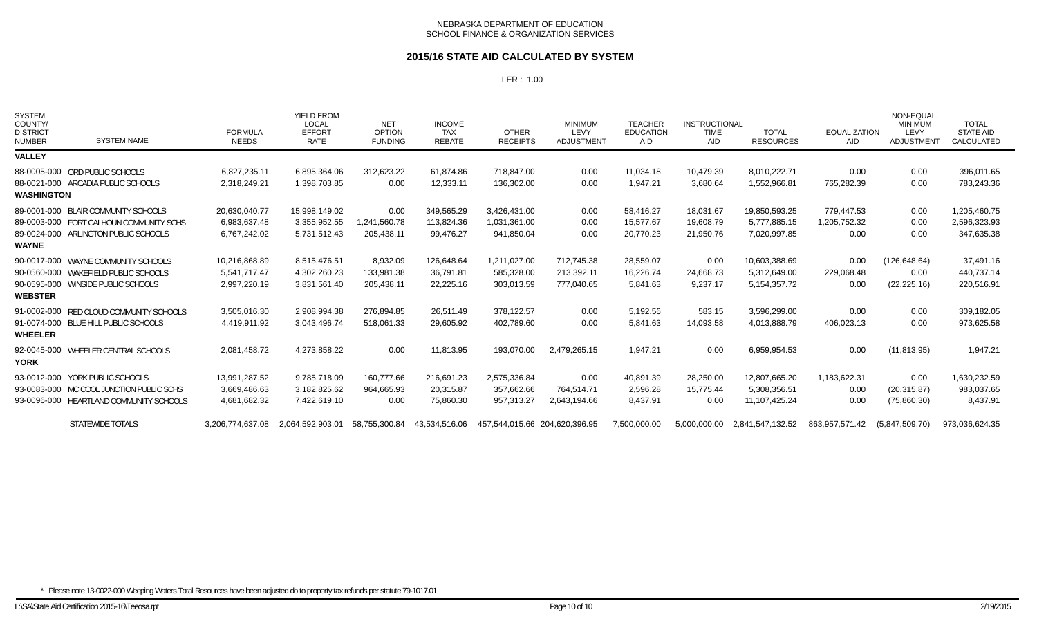NEBRASKA DEPARTMENT OF EDUCATION
SCHOOL FINANCE & ORGANIZATION SERVICES

## 2015/16 STATE AID CALCULATED BY SYSTEM

LER : 1.00

| SYSTEM COUNTY/ DISTRICT NUMBER | SYSTEM NAME | FORMULA NEEDS | YIELD FROM LOCAL EFFORT RATE | NET OPTION FUNDING | INCOME TAX REBATE | OTHER RECEIPTS | MINIMUM LEVY ADJUSTMENT | TEACHER EDUCATION AID | INSTRUCTIONAL TIME AID | TOTAL RESOURCES | EQUALIZATION AID | NON-EQUAL. MINIMUM LEVY ADJUSTMENT | TOTAL STATE AID CALCULATED |
|---|---|---|---|---|---|---|---|---|---|---|---|---|---|
| **VALLEY** | | | | | | | | | | | | | |
| 88-0005-000 | ORD PUBLIC SCHOOLS | 6,827,235.11 | 6,895,364.06 | 312,623.22 | 61,874.86 | 718,847.00 | 0.00 | 11,034.18 | 10,479.39 | 8,010,222.71 | 0.00 | 0.00 | 396,011.65 |
| 88-0021-000 | ARCADIA PUBLIC SCHOOLS | 2,318,249.21 | 1,398,703.85 | 0.00 | 12,333.11 | 136,302.00 | 0.00 | 1,947.21 | 3,680.64 | 1,552,966.81 | 765,282.39 | 0.00 | 783,243.36 |
| **WASHINGTON** | | | | | | | | | | | | | |
| 89-0001-000 | BLAIR COMMUNITY SCHOOLS | 20,630,040.77 | 15,998,149.02 | 0.00 | 349,565.29 | 3,426,431.00 | 0.00 | 58,416.27 | 18,031.67 | 19,850,593.25 | 779,447.53 | 0.00 | 1,205,460.75 |
| 89-0003-000 | FORT CALHOUN COMMUNITY SCHS | 6,983,637.48 | 3,355,952.55 | 1,241,560.78 | 113,824.36 | 1,031,361.00 | 0.00 | 15,577.67 | 19,608.79 | 5,777,885.15 | 1,205,752.32 | 0.00 | 2,596,323.93 |
| 89-0024-000 | ARLINGTON PUBLIC SCHOOLS | 6,767,242.02 | 5,731,512.43 | 205,438.11 | 99,476.27 | 941,850.04 | 0.00 | 20,770.23 | 21,950.76 | 7,020,997.85 | 0.00 | 0.00 | 347,635.38 |
| **WAYNE** | | | | | | | | | | | | | |
| 90-0017-000 | WAYNE COMMUNITY SCHOOLS | 10,216,868.89 | 8,515,476.51 | 8,932.09 | 126,648.64 | 1,211,027.00 | 712,745.38 | 28,559.07 | 0.00 | 10,603,388.69 | 0.00 | (126,648.64) | 37,491.16 |
| 90-0560-000 | WAKEFIELD PUBLIC SCHOOLS | 5,541,717.47 | 4,302,260.23 | 133,981.38 | 36,791.81 | 585,328.00 | 213,392.11 | 16,226.74 | 24,668.73 | 5,312,649.00 | 229,068.48 | 0.00 | 440,737.14 |
| 90-0595-000 | WINSIDE PUBLIC SCHOOLS | 2,997,220.19 | 3,831,561.40 | 205,438.11 | 22,225.16 | 303,013.59 | 777,040.65 | 5,841.63 | 9,237.17 | 5,154,357.72 | 0.00 | (22,225.16) | 220,516.91 |
| **WEBSTER** | | | | | | | | | | | | | |
| 91-0002-000 | RED CLOUD COMMUNITY SCHOOLS | 3,505,016.30 | 2,908,994.38 | 276,894.85 | 26,511.49 | 378,122.57 | 0.00 | 5,192.56 | 583.15 | 3,596,299.00 | 0.00 | 0.00 | 309,182.05 |
| 91-0074-000 | BLUE HILL PUBLIC SCHOOLS | 4,419,911.92 | 3,043,496.74 | 518,061.33 | 29,605.92 | 402,789.60 | 0.00 | 5,841.63 | 14,093.58 | 4,013,888.79 | 406,023.13 | 0.00 | 973,625.58 |
| **WHEELER** | | | | | | | | | | | | | |
| 92-0045-000 | WHEELER CENTRAL SCHOOLS | 2,081,458.72 | 4,273,858.22 | 0.00 | 11,813.95 | 193,070.00 | 2,479,265.15 | 1,947.21 | 0.00 | 6,959,954.53 | 0.00 | (11,813.95) | 1,947.21 |
| **YORK** | | | | | | | | | | | | | |
| 93-0012-000 | YORK PUBLIC SCHOOLS | 13,991,287.52 | 9,785,718.09 | 160,777.66 | 216,691.23 | 2,575,336.84 | 0.00 | 40,891.39 | 28,250.00 | 12,807,665.20 | 1,183,622.31 | 0.00 | 1,630,232.59 |
| 93-0083-000 | MC COOL JUNCTION PUBLIC SCHS | 3,669,486.63 | 3,182,825.62 | 964,665.93 | 20,315.87 | 357,662.66 | 764,514.71 | 2,596.28 | 15,775.44 | 5,308,356.51 | 0.00 | (20,315.87) | 983,037.65 |
| 93-0096-000 | HEARTLAND COMMUNITY SCHOOLS | 4,681,682.32 | 7,422,619.10 | 0.00 | 75,860.30 | 957,313.27 | 2,643,194.66 | 8,437.91 | 0.00 | 11,107,425.24 | 0.00 | (75,860.30) | 8,437.91 |
| | STATEWIDE TOTALS | 3,206,774,637.08 | 2,064,592,903.01 | 58,755,300.84 | 43,534,516.06 | 457,544,015.66 | 204,620,396.95 | 7,500,000.00 | 5,000,000.00 | 2,841,547,132.52 | 863,957,571.42 | (5,847,509.70) | 973,036,624.35 |

\* Please note 13-0022-000 Weeping Waters Total Resources have been adjusted do to property tax refunds per statute 79-1017.01

L:\SA\State Aid Certification 2015-16\Teeosa.rpt

2/19/2015